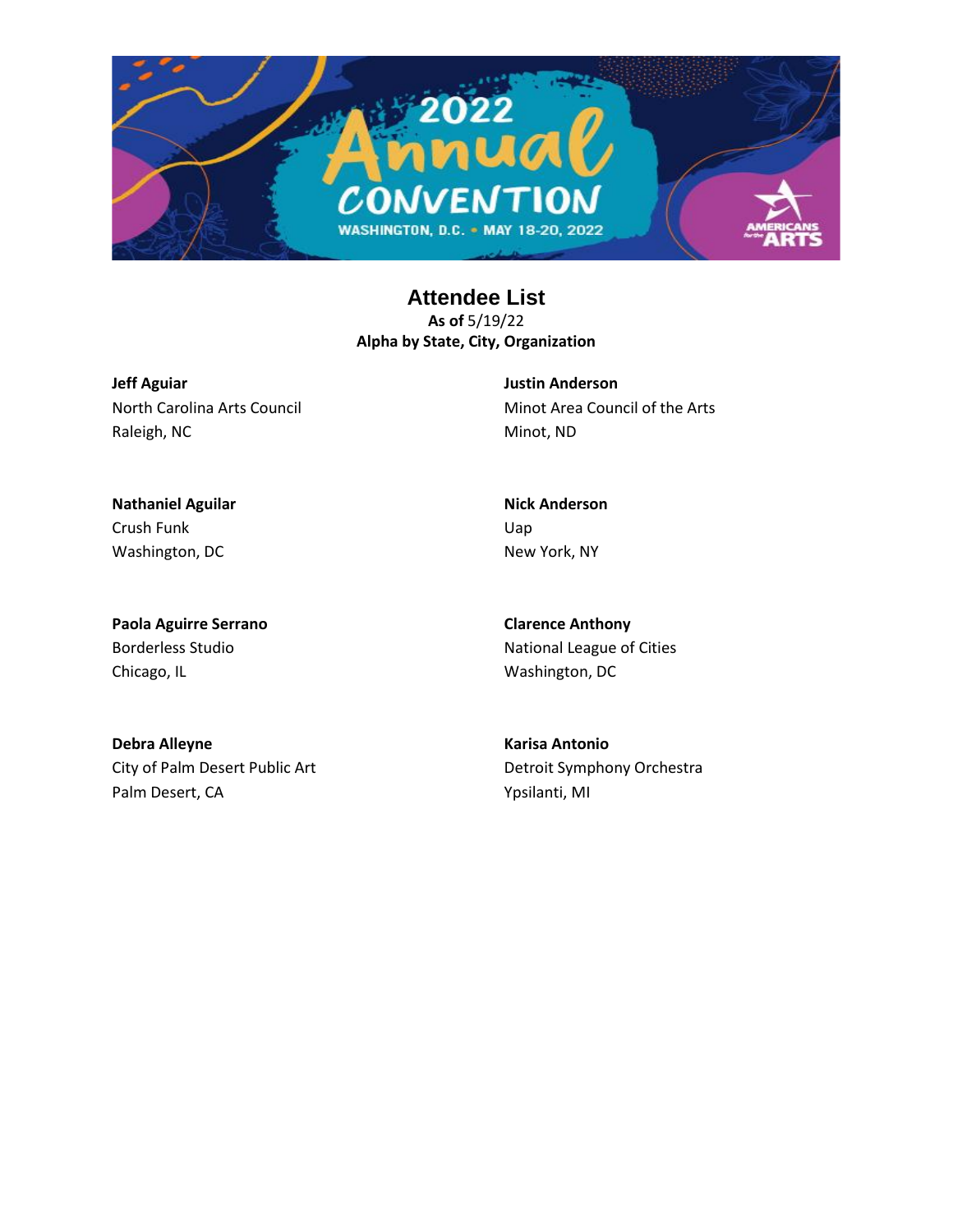# Attendee List

**As of** 5/19/22

**Alpha by State, City, Organization**

**Jeff Aguiar**
North Carolina Arts Council
Raleigh, NC

**Nathaniel Aguilar**
Crush Funk
Washington, DC

**Paola Aguirre Serrano**
Borderless Studio
Chicago, IL

**Debra Alleyne**
City of Palm Desert Public Art
Palm Desert, CA

**Justin Anderson**
Minot Area Council of the Arts
Minot, ND

**Nick Anderson**
Uap
New York, NY

**Clarence Anthony**
National League of Cities
Washington, DC

**Karisa Antonio**
Detroit Symphony Orchestra
Ypsilanti, MI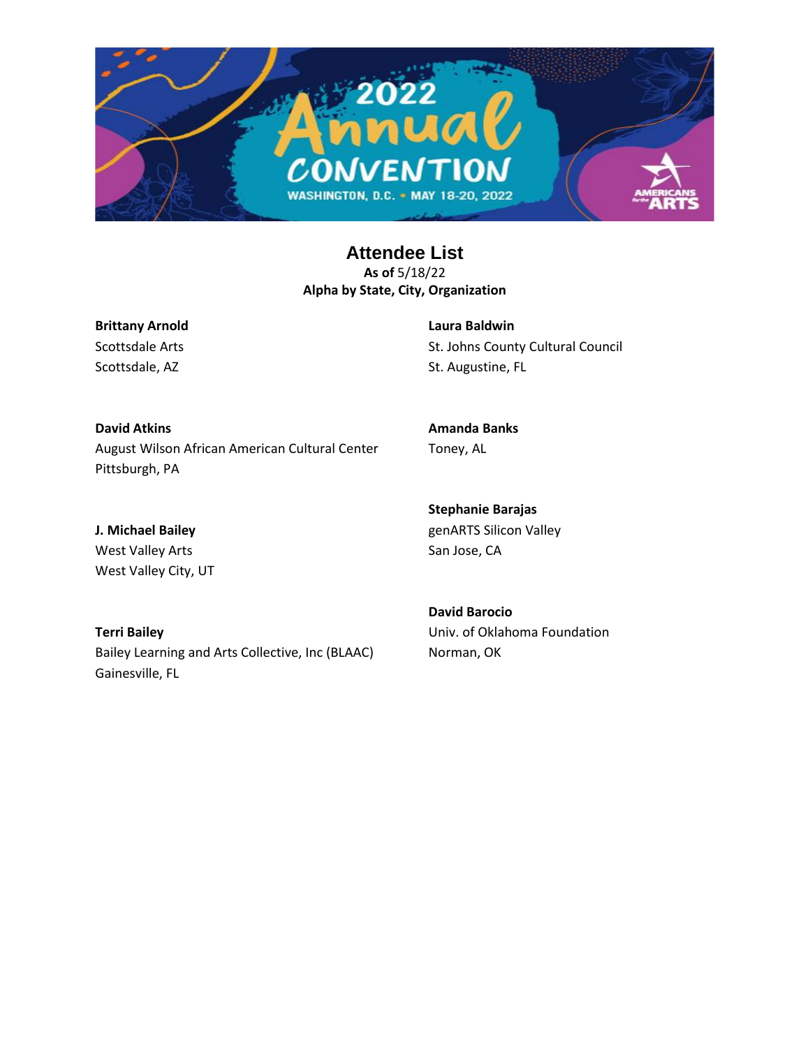## Attendee List

**As of** 5/18/22

**Alpha by State, City, Organization**

**Brittany Arnold**
Scottsdale Arts
Scottsdale, AZ

**David Atkins**
August Wilson African American Cultural Center
Pittsburgh, PA

**J. Michael Bailey**
West Valley Arts
West Valley City, UT

**Terri Bailey**
Bailey Learning and Arts Collective, Inc (BLAAC)
Gainesville, FL

**Laura Baldwin**
St. Johns County Cultural Council
St. Augustine, FL

**Amanda Banks**
Toney, AL

**Stephanie Barajas**
genARTS Silicon Valley
San Jose, CA

**David Barocio**
Univ. of Oklahoma Foundation
Norman, OK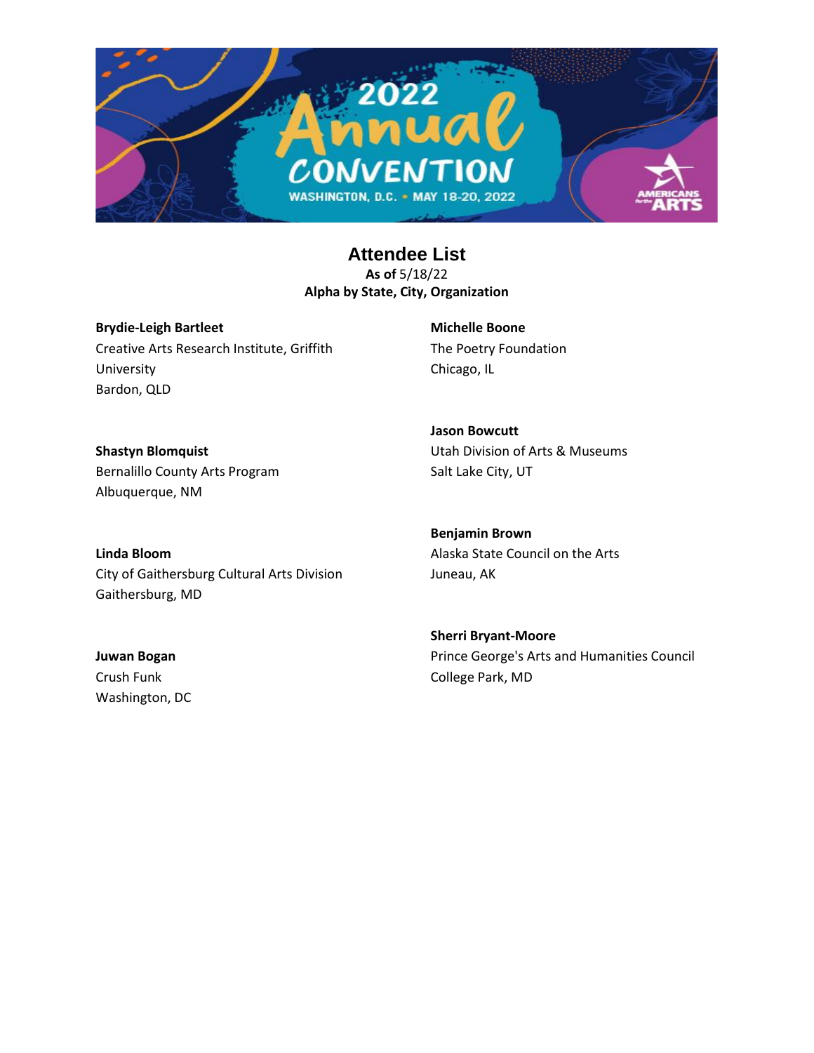## Attendee List

**As of** 5/18/22
**Alpha by State, City, Organization**

**Brydie-Leigh Bartleet**
Creative Arts Research Institute, Griffith University
Bardon, QLD

**Shastyn Blomquist**
Bernalillo County Arts Program
Albuquerque, NM

**Linda Bloom**
City of Gaithersburg Cultural Arts Division
Gaithersburg, MD

**Juwan Bogan**
Crush Funk
Washington, DC

**Michelle Boone**
The Poetry Foundation
Chicago, IL

**Jason Bowcutt**
Utah Division of Arts & Museums
Salt Lake City, UT

**Benjamin Brown**
Alaska State Council on the Arts
Juneau, AK

**Sherri Bryant-Moore**
Prince George's Arts and Humanities Council
College Park, MD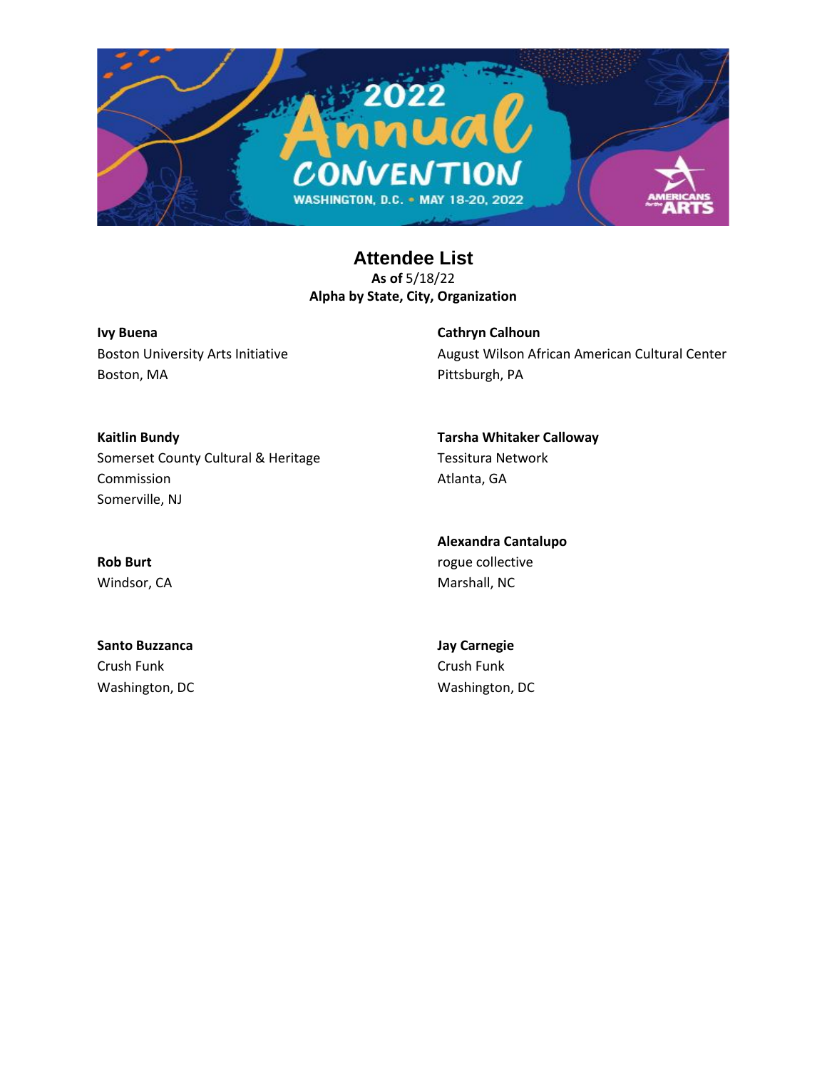# Attendee List

**As of** 5/18/22
**Alpha by State, City, Organization**

**Ivy Buena**
Boston University Arts Initiative
Boston, MA

**Kaitlin Bundy**
Somerset County Cultural & Heritage Commission
Somerville, NJ

**Rob Burt**
Windsor, CA

**Santo Buzzanca**
Crush Funk
Washington, DC

**Cathryn Calhoun**
August Wilson African American Cultural Center
Pittsburgh, PA

**Tarsha Whitaker Calloway**
Tessitura Network
Atlanta, GA

**Alexandra Cantalupo**
rogue collective
Marshall, NC

**Jay Carnegie**
Crush Funk
Washington, DC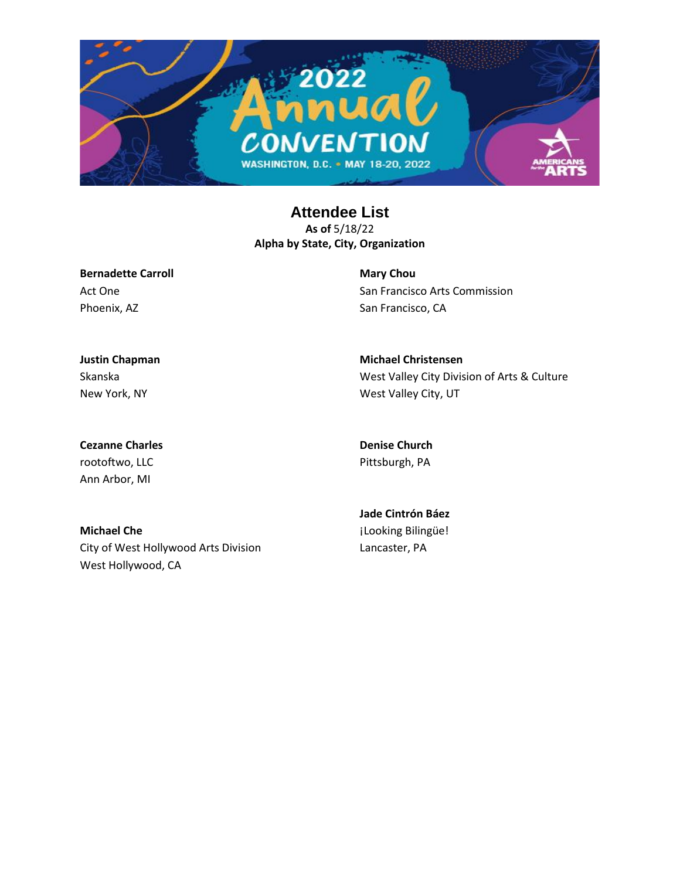## Attendee List

**As of** 5/18/22
**Alpha by State, City, Organization**

**Bernadette Carroll**
Act One
Phoenix, AZ

**Justin Chapman**
Skanska
New York, NY

**Cezanne Charles**
rootoftwo, LLC
Ann Arbor, MI

**Michael Che**
City of West Hollywood Arts Division
West Hollywood, CA

**Mary Chou**
San Francisco Arts Commission
San Francisco, CA

**Michael Christensen**
West Valley City Division of Arts & Culture
West Valley City, UT

**Denise Church**
Pittsburgh, PA

**Jade Cintrón Báez**
¡Looking Bilingüe!
Lancaster, PA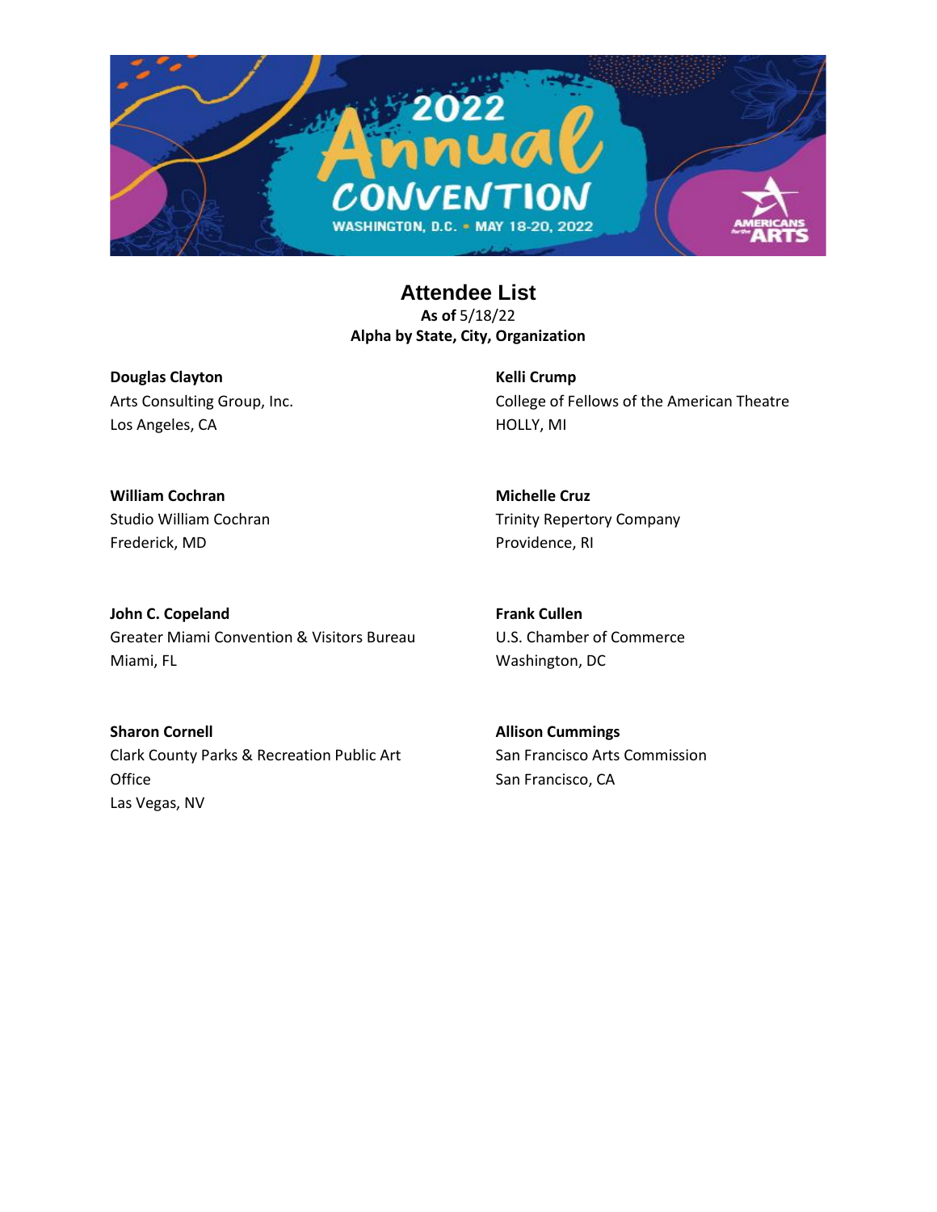## Attendee List

**As of** 5/18/22
**Alpha by State, City, Organization**

**Douglas Clayton**
Arts Consulting Group, Inc.
Los Angeles, CA

**William Cochran**
Studio William Cochran
Frederick, MD

**John C. Copeland**
Greater Miami Convention & Visitors Bureau
Miami, FL

**Sharon Cornell**
Clark County Parks & Recreation Public Art Office
Las Vegas, NV

**Kelli Crump**
College of Fellows of the American Theatre
HOLLY, MI

**Michelle Cruz**
Trinity Repertory Company
Providence, RI

**Frank Cullen**
U.S. Chamber of Commerce
Washington, DC

**Allison Cummings**
San Francisco Arts Commission
San Francisco, CA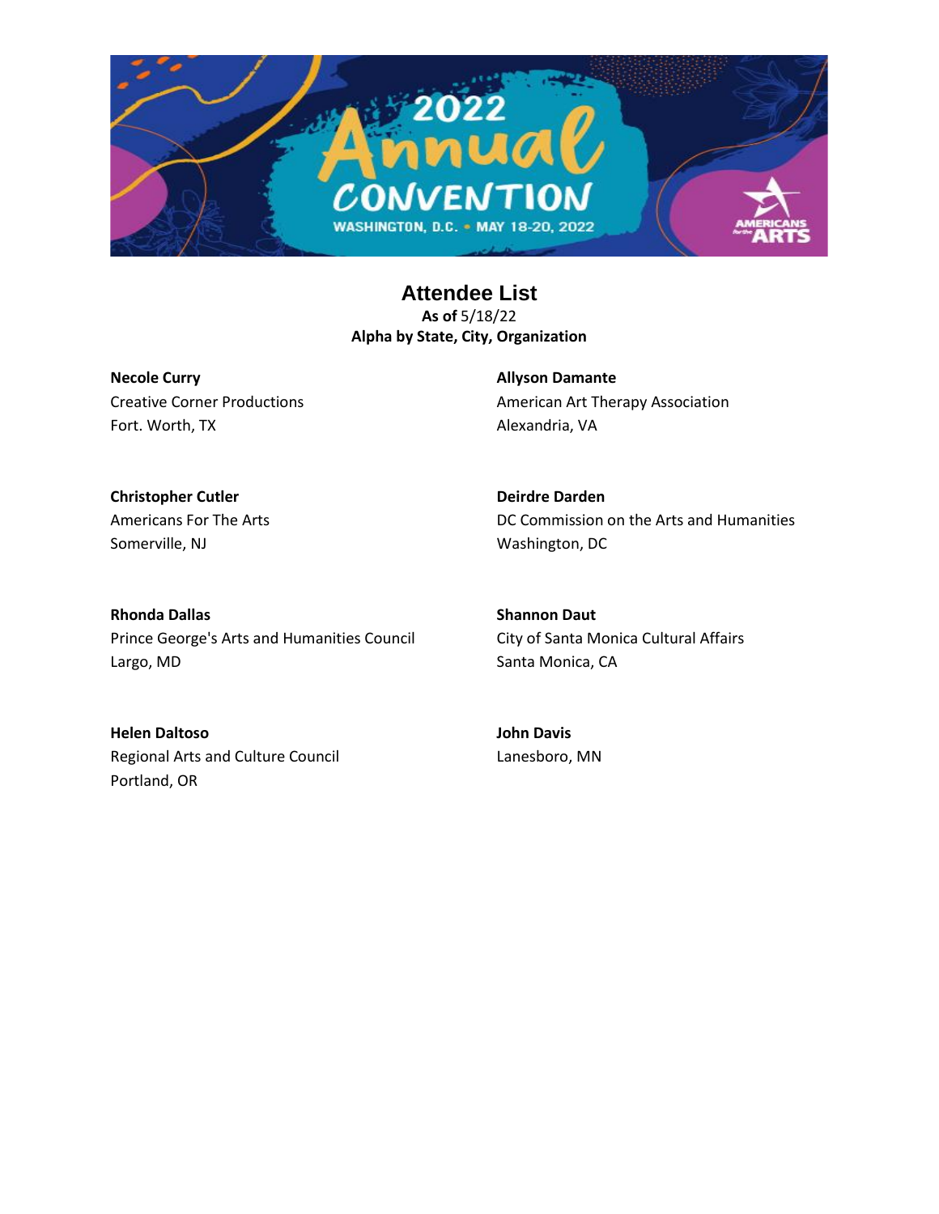## Attendee List

**As of** 5/18/22
**Alpha by State, City, Organization**

**Necole Curry**
Creative Corner Productions
Fort. Worth, TX

**Allyson Damante**
American Art Therapy Association
Alexandria, VA

**Christopher Cutler**
Americans For The Arts
Somerville, NJ

**Deirdre Darden**
DC Commission on the Arts and Humanities
Washington, DC

**Rhonda Dallas**
Prince George's Arts and Humanities Council
Largo, MD

**Shannon Daut**
City of Santa Monica Cultural Affairs
Santa Monica, CA

**Helen Daltoso**
Regional Arts and Culture Council
Portland, OR

**John Davis**
Lanesboro, MN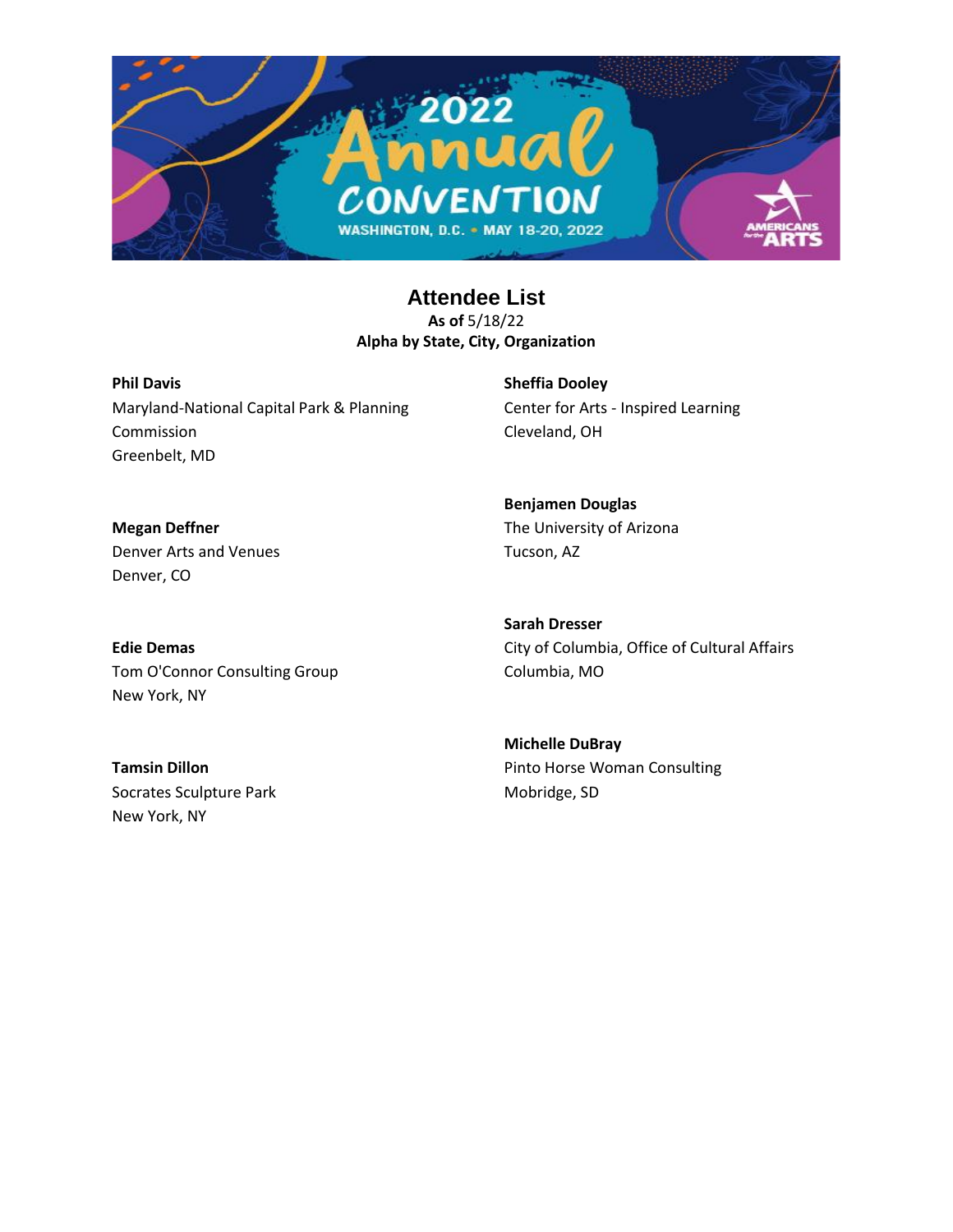# Attendee List

**As of** 5/18/22
**Alpha by State, City, Organization**

**Phil Davis**
Maryland-National Capital Park & Planning Commission
Greenbelt, MD

**Megan Deffner**
Denver Arts and Venues
Denver, CO

**Edie Demas**
Tom O'Connor Consulting Group
New York, NY

**Tamsin Dillon**
Socrates Sculpture Park
New York, NY

**Sheffia Dooley**
Center for Arts - Inspired Learning
Cleveland, OH

**Benjamen Douglas**
The University of Arizona
Tucson, AZ

**Sarah Dresser**
City of Columbia, Office of Cultural Affairs
Columbia, MO

**Michelle DuBray**
Pinto Horse Woman Consulting
Mobridge, SD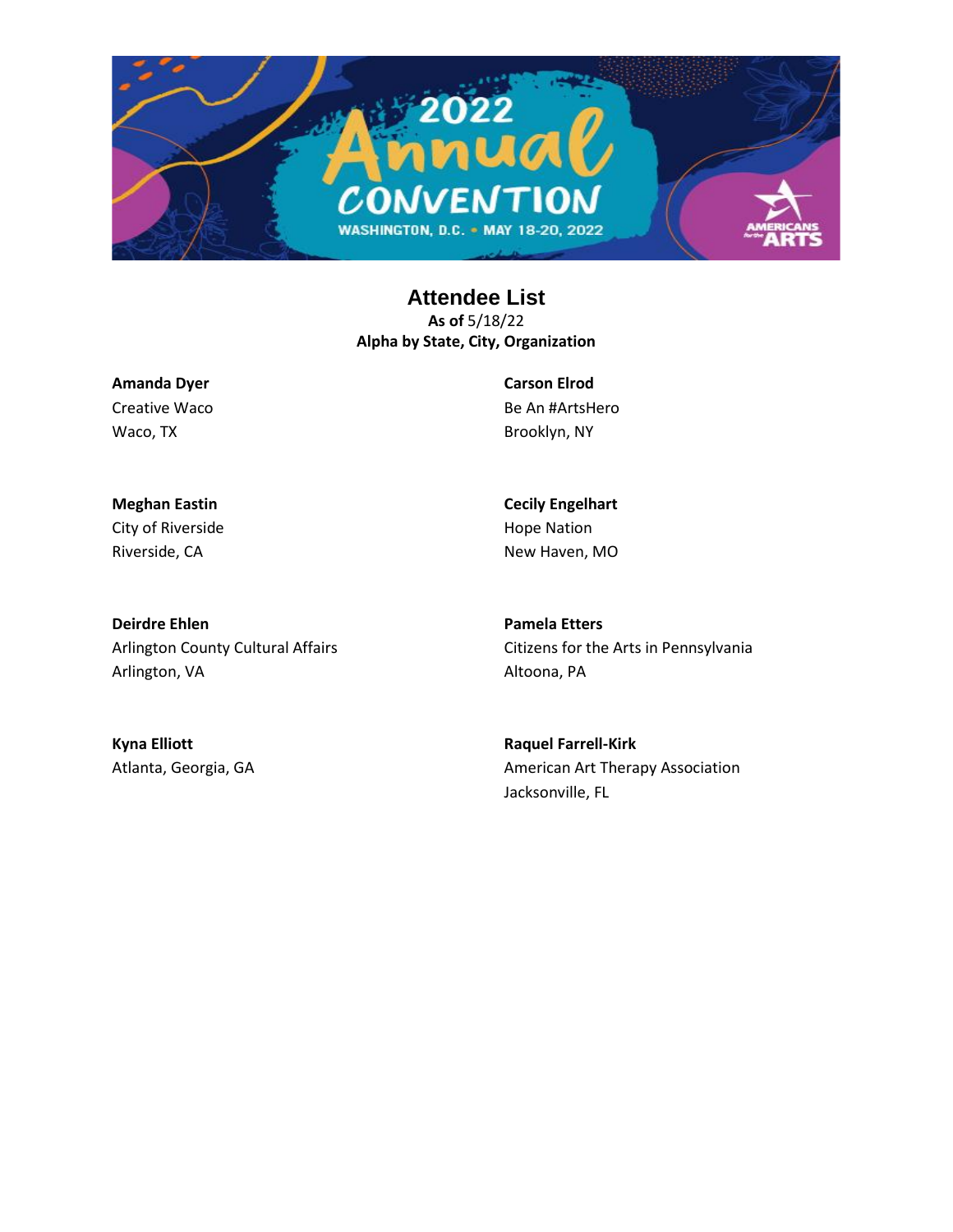## Attendee List

**As of** 5/18/22
**Alpha by State, City, Organization**

**Amanda Dyer**
Creative Waco
Waco, TX

**Carson Elrod**
Be An #ArtsHero
Brooklyn, NY

**Meghan Eastin**
City of Riverside
Riverside, CA

**Cecily Engelhart**
Hope Nation
New Haven, MO

**Deirdre Ehlen**
Arlington County Cultural Affairs
Arlington, VA

**Pamela Etters**
Citizens for the Arts in Pennsylvania
Altoona, PA

**Kyna Elliott**
Atlanta, Georgia, GA

**Raquel Farrell-Kirk**
American Art Therapy Association
Jacksonville, FL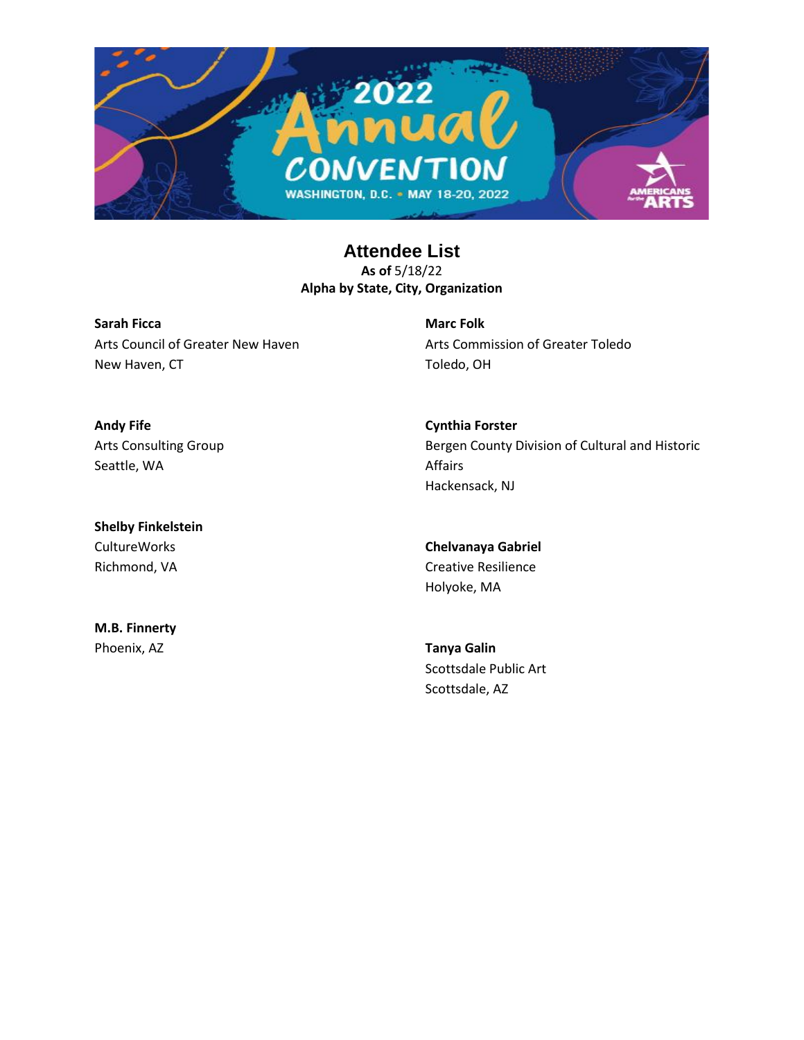# Attendee List

**As of** 5/18/22
**Alpha by State, City, Organization**

**Sarah Ficca**
Arts Council of Greater New Haven
New Haven, CT

**Andy Fife**
Arts Consulting Group
Seattle, WA

**Shelby Finkelstein**
CultureWorks
Richmond, VA

**M.B. Finnerty**
Phoenix, AZ

**Marc Folk**
Arts Commission of Greater Toledo
Toledo, OH

**Cynthia Forster**
Bergen County Division of Cultural and Historic Affairs
Hackensack, NJ

**Chelvanaya Gabriel**
Creative Resilience
Holyoke, MA

**Tanya Galin**
Scottsdale Public Art
Scottsdale, AZ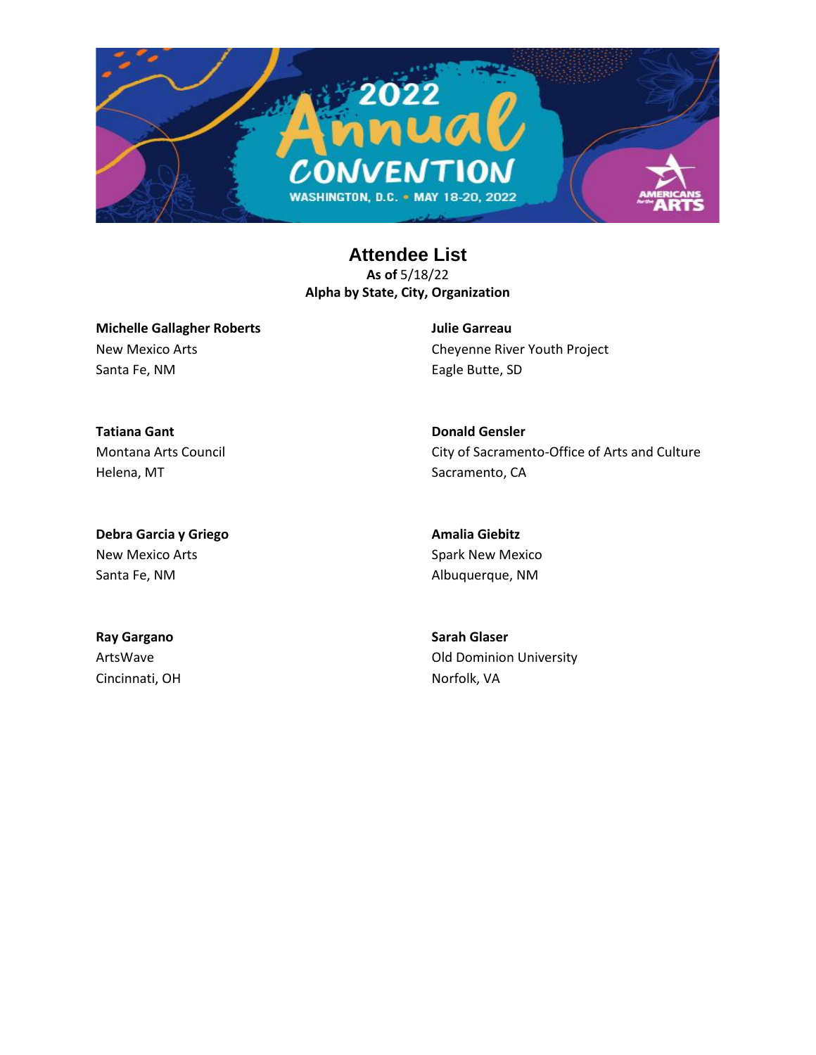## Attendee List

**As of** 5/18/22
**Alpha by State, City, Organization**

**Michelle Gallagher Roberts**
New Mexico Arts
Santa Fe, NM

**Tatiana Gant**
Montana Arts Council
Helena, MT

**Debra Garcia y Griego**
New Mexico Arts
Santa Fe, NM

**Ray Gargano**
ArtsWave
Cincinnati, OH

**Julie Garreau**
Cheyenne River Youth Project
Eagle Butte, SD

**Donald Gensler**
City of Sacramento-Office of Arts and Culture
Sacramento, CA

**Amalia Giebitz**
Spark New Mexico
Albuquerque, NM

**Sarah Glaser**
Old Dominion University
Norfolk, VA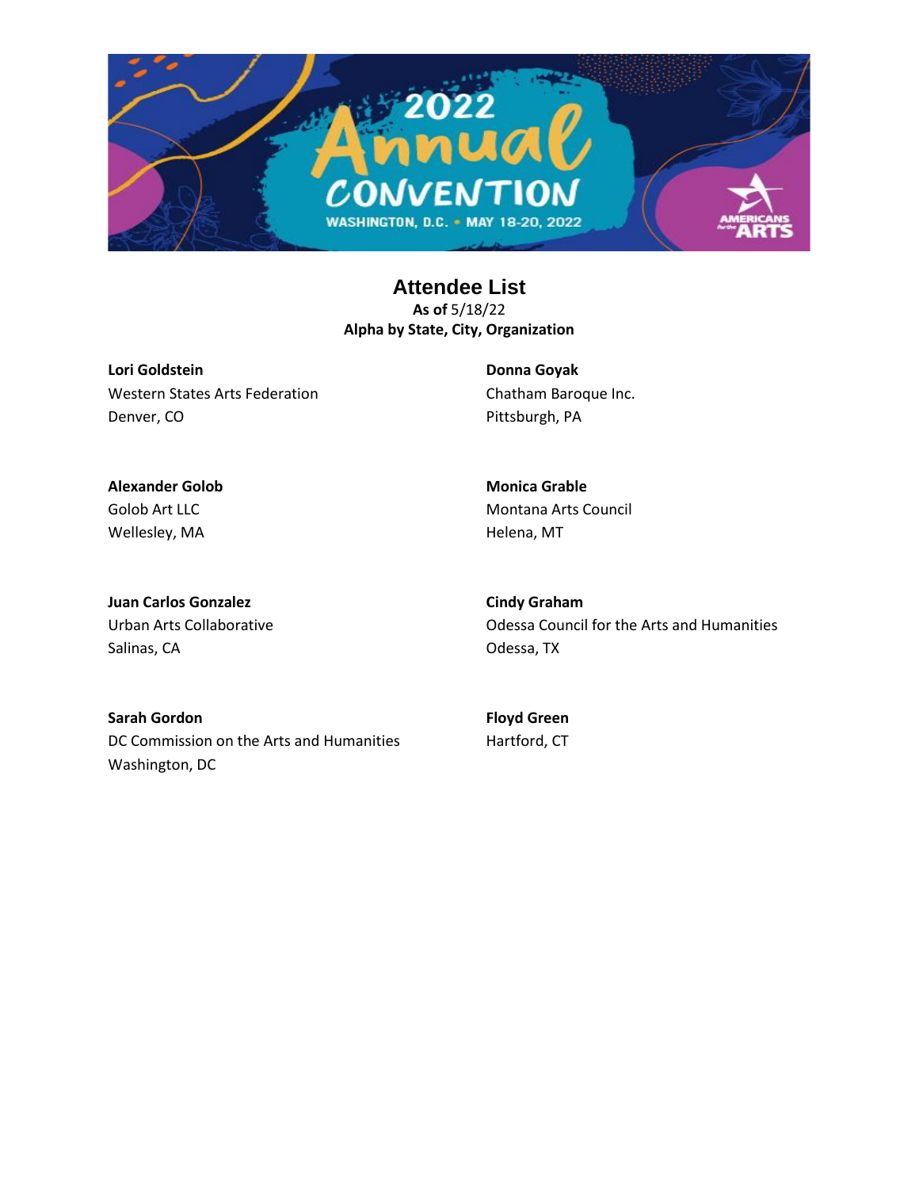## Attendee List

**As of** 5/18/22
**Alpha by State, City, Organization**

**Lori Goldstein**
Western States Arts Federation
Denver, CO

**Donna Goyak**
Chatham Baroque Inc.
Pittsburgh, PA

**Alexander Golob**
Golob Art LLC
Wellesley, MA

**Monica Grable**
Montana Arts Council
Helena, MT

**Juan Carlos Gonzalez**
Urban Arts Collaborative
Salinas, CA

**Cindy Graham**
Odessa Council for the Arts and Humanities
Odessa, TX

**Sarah Gordon**
DC Commission on the Arts and Humanities
Washington, DC

**Floyd Green**
Hartford, CT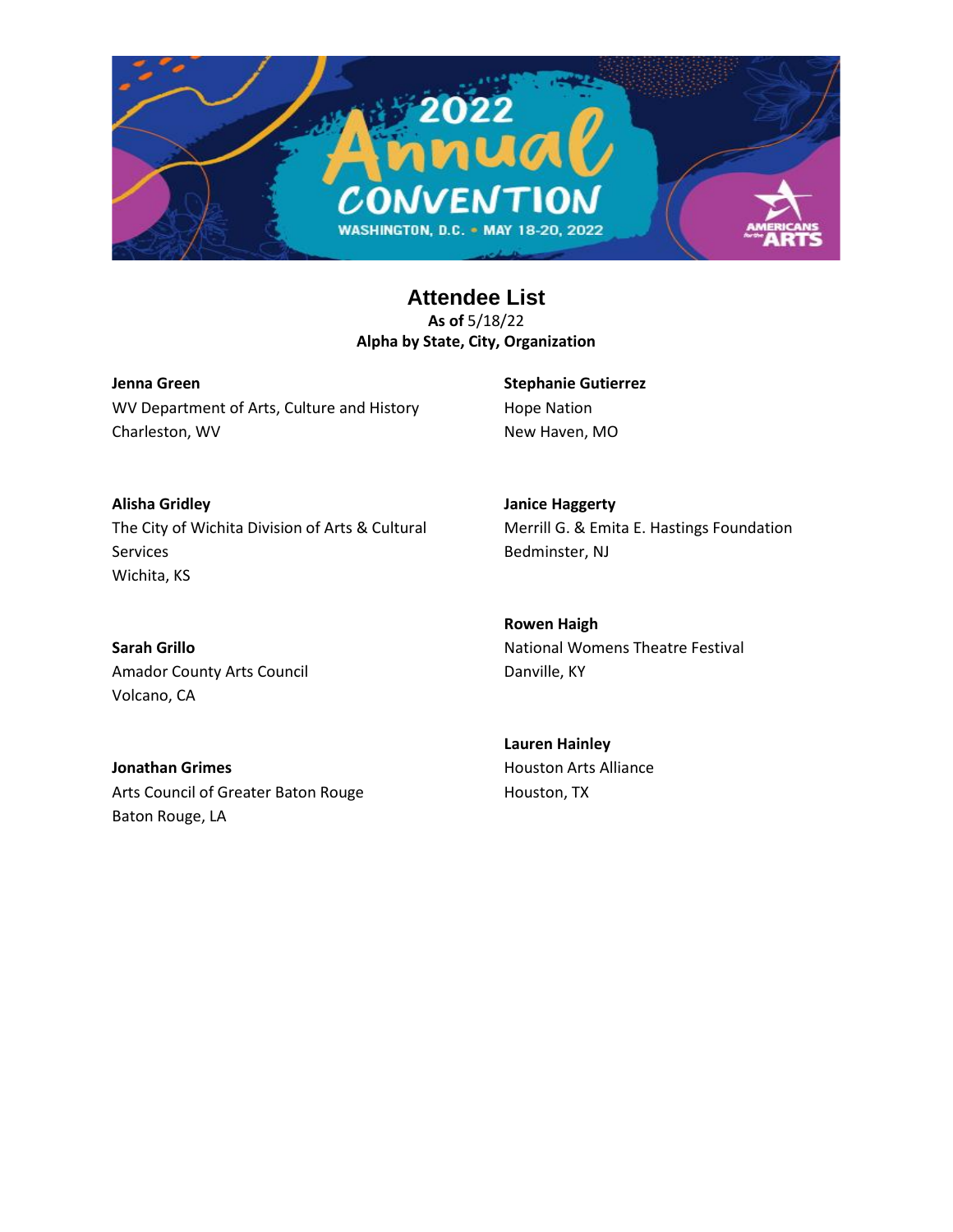## Attendee List

**As of** 5/18/22
**Alpha by State, City, Organization**

**Jenna Green**
WV Department of Arts, Culture and History
Charleston, WV

**Alisha Gridley**
The City of Wichita Division of Arts & Cultural Services
Wichita, KS

**Sarah Grillo**
Amador County Arts Council
Volcano, CA

**Jonathan Grimes**
Arts Council of Greater Baton Rouge
Baton Rouge, LA

**Stephanie Gutierrez**
Hope Nation
New Haven, MO

**Janice Haggerty**
Merrill G. & Emita E. Hastings Foundation
Bedminster, NJ

**Rowen Haigh**
National Womens Theatre Festival
Danville, KY

**Lauren Hainley**
Houston Arts Alliance
Houston, TX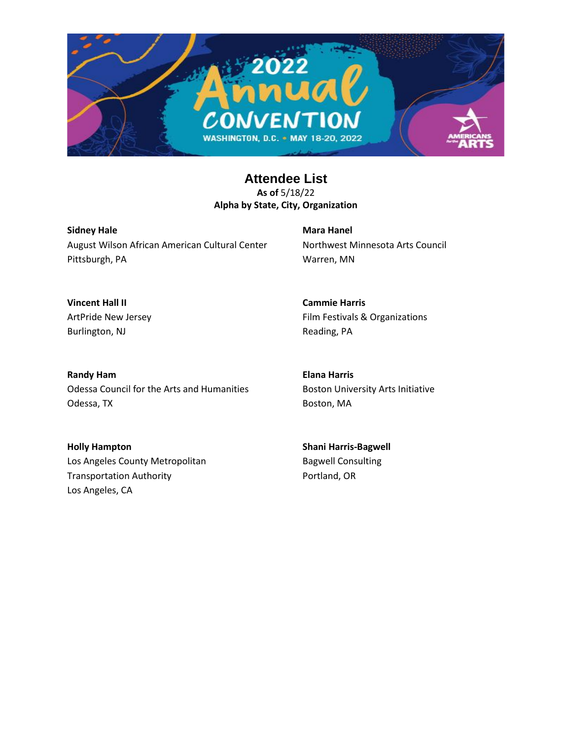## Attendee List

**As of** 5/18/22
**Alpha by State, City, Organization**

**Sidney Hale**
August Wilson African American Cultural Center
Pittsburgh, PA

**Mara Hanel**
Northwest Minnesota Arts Council
Warren, MN

**Vincent Hall II**
ArtPride New Jersey
Burlington, NJ

**Cammie Harris**
Film Festivals & Organizations
Reading, PA

**Randy Ham**
Odessa Council for the Arts and Humanities
Odessa, TX

**Elana Harris**
Boston University Arts Initiative
Boston, MA

**Holly Hampton**
Los Angeles County Metropolitan Transportation Authority
Los Angeles, CA

**Shani Harris-Bagwell**
Bagwell Consulting
Portland, OR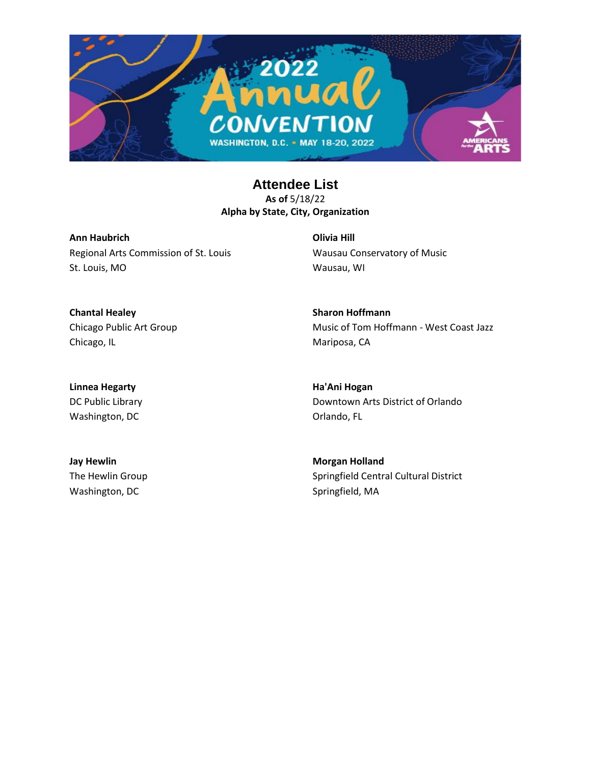## Attendee List

**As of** 5/18/22
**Alpha by State, City, Organization**

**Ann Haubrich**
Regional Arts Commission of St. Louis
St. Louis, MO

**Chantal Healey**
Chicago Public Art Group
Chicago, IL

**Linnea Hegarty**
DC Public Library
Washington, DC

**Jay Hewlin**
The Hewlin Group
Washington, DC

**Olivia Hill**
Wausau Conservatory of Music
Wausau, WI

**Sharon Hoffmann**
Music of Tom Hoffmann - West Coast Jazz
Mariposa, CA

**Ha'Ani Hogan**
Downtown Arts District of Orlando
Orlando, FL

**Morgan Holland**
Springfield Central Cultural District
Springfield, MA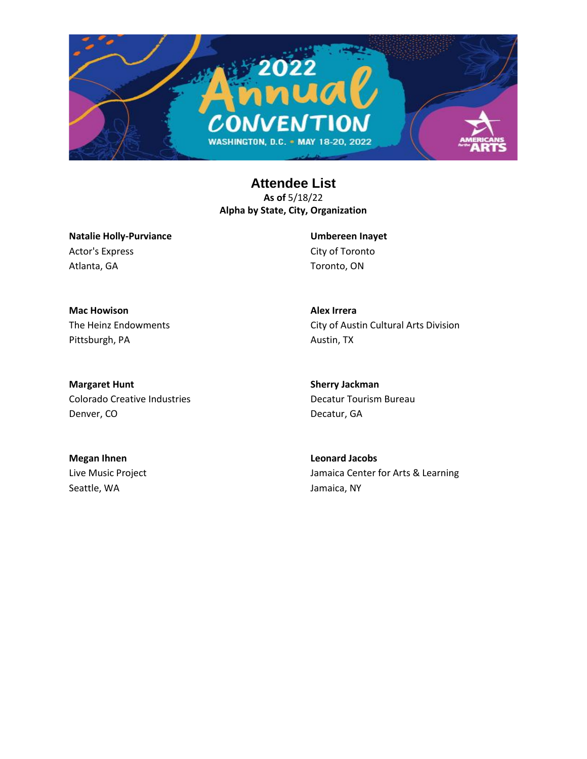## Attendee List

**As of** 5/18/22
**Alpha by State, City, Organization**

**Natalie Holly-Purviance**
Actor's Express
Atlanta, GA

**Mac Howison**
The Heinz Endowments
Pittsburgh, PA

**Margaret Hunt**
Colorado Creative Industries
Denver, CO

**Megan Ihnen**
Live Music Project
Seattle, WA

**Umbereen Inayet**
City of Toronto
Toronto, ON

**Alex Irrera**
City of Austin Cultural Arts Division
Austin, TX

**Sherry Jackman**
Decatur Tourism Bureau
Decatur, GA

**Leonard Jacobs**
Jamaica Center for Arts & Learning
Jamaica, NY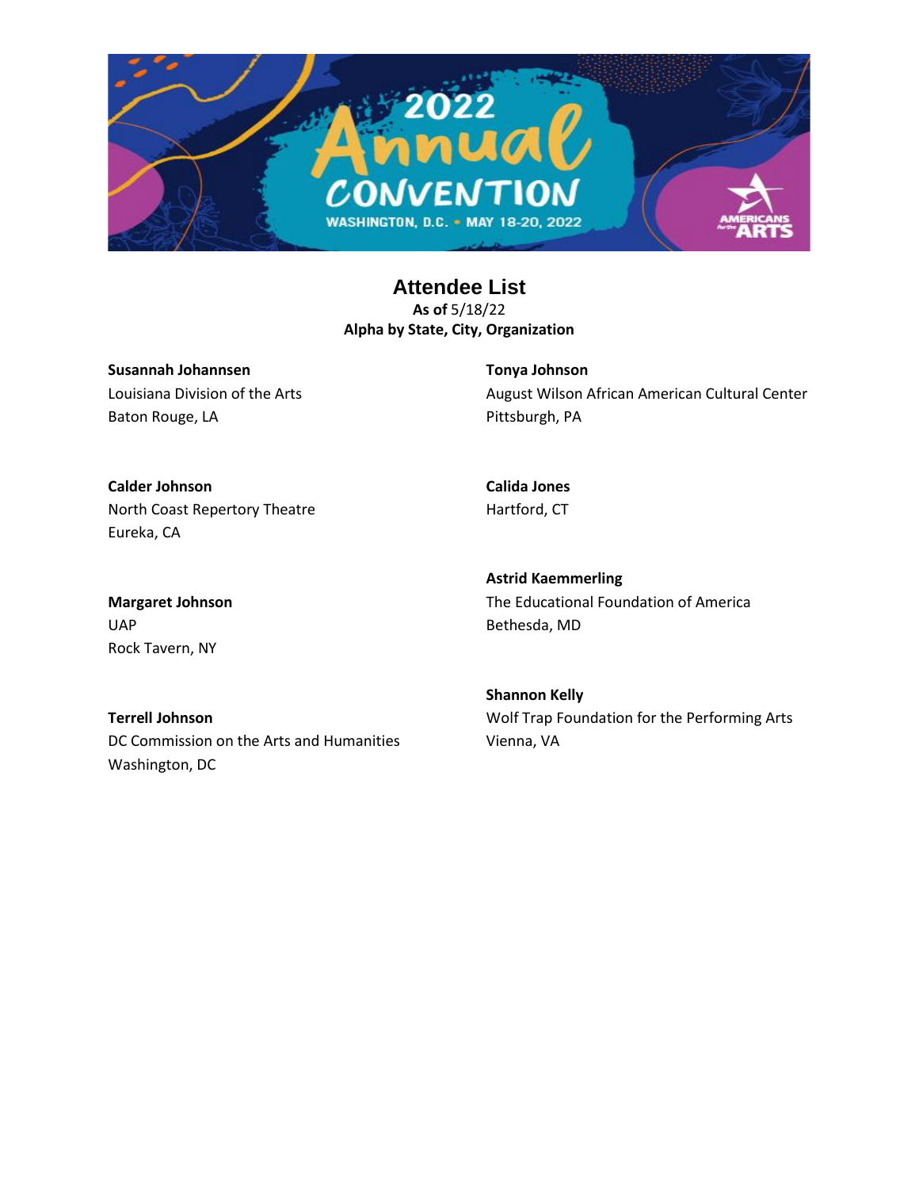## Attendee List

**As of** 5/18/22

**Alpha by State, City, Organization**

**Susannah Johannsen**
Louisiana Division of the Arts
Baton Rouge, LA

**Calder Johnson**
North Coast Repertory Theatre
Eureka, CA

**Margaret Johnson**
UAP
Rock Tavern, NY

**Terrell Johnson**
DC Commission on the Arts and Humanities
Washington, DC

**Tonya Johnson**
August Wilson African American Cultural Center
Pittsburgh, PA

**Calida Jones**
Hartford, CT

**Astrid Kaemmerling**
The Educational Foundation of America
Bethesda, MD

**Shannon Kelly**
Wolf Trap Foundation for the Performing Arts
Vienna, VA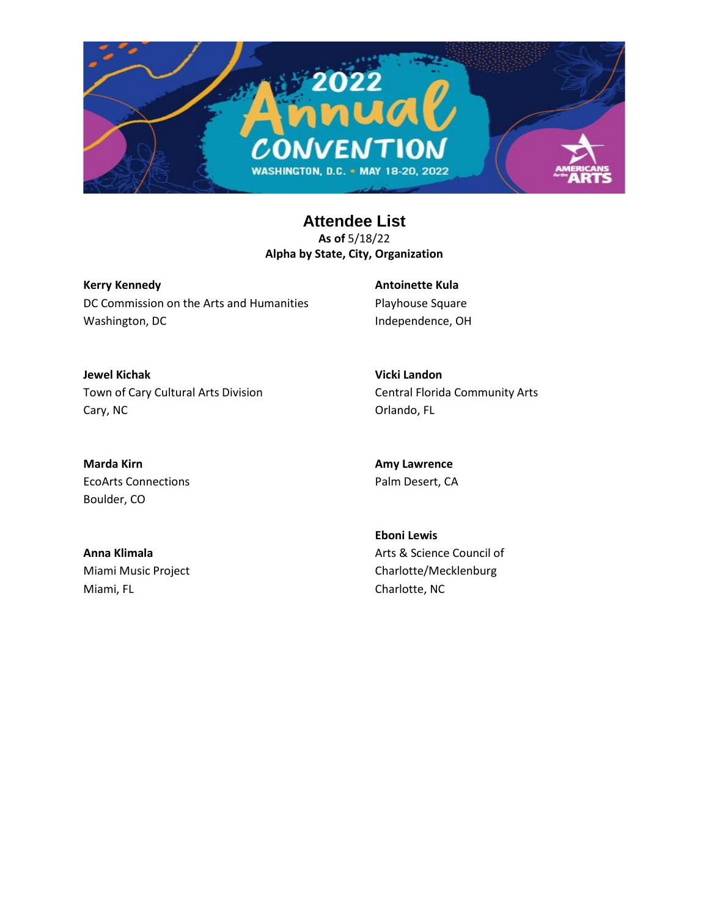## Attendee List

**As of** 5/18/22
**Alpha by State, City, Organization**

**Kerry Kennedy**
DC Commission on the Arts and Humanities
Washington, DC

**Jewel Kichak**
Town of Cary Cultural Arts Division
Cary, NC

**Marda Kirn**
EcoArts Connections
Boulder, CO

**Anna Klimala**
Miami Music Project
Miami, FL

**Antoinette Kula**
Playhouse Square
Independence, OH

**Vicki Landon**
Central Florida Community Arts
Orlando, FL

**Amy Lawrence**
Palm Desert, CA

**Eboni Lewis**
Arts & Science Council of Charlotte/Mecklenburg
Charlotte, NC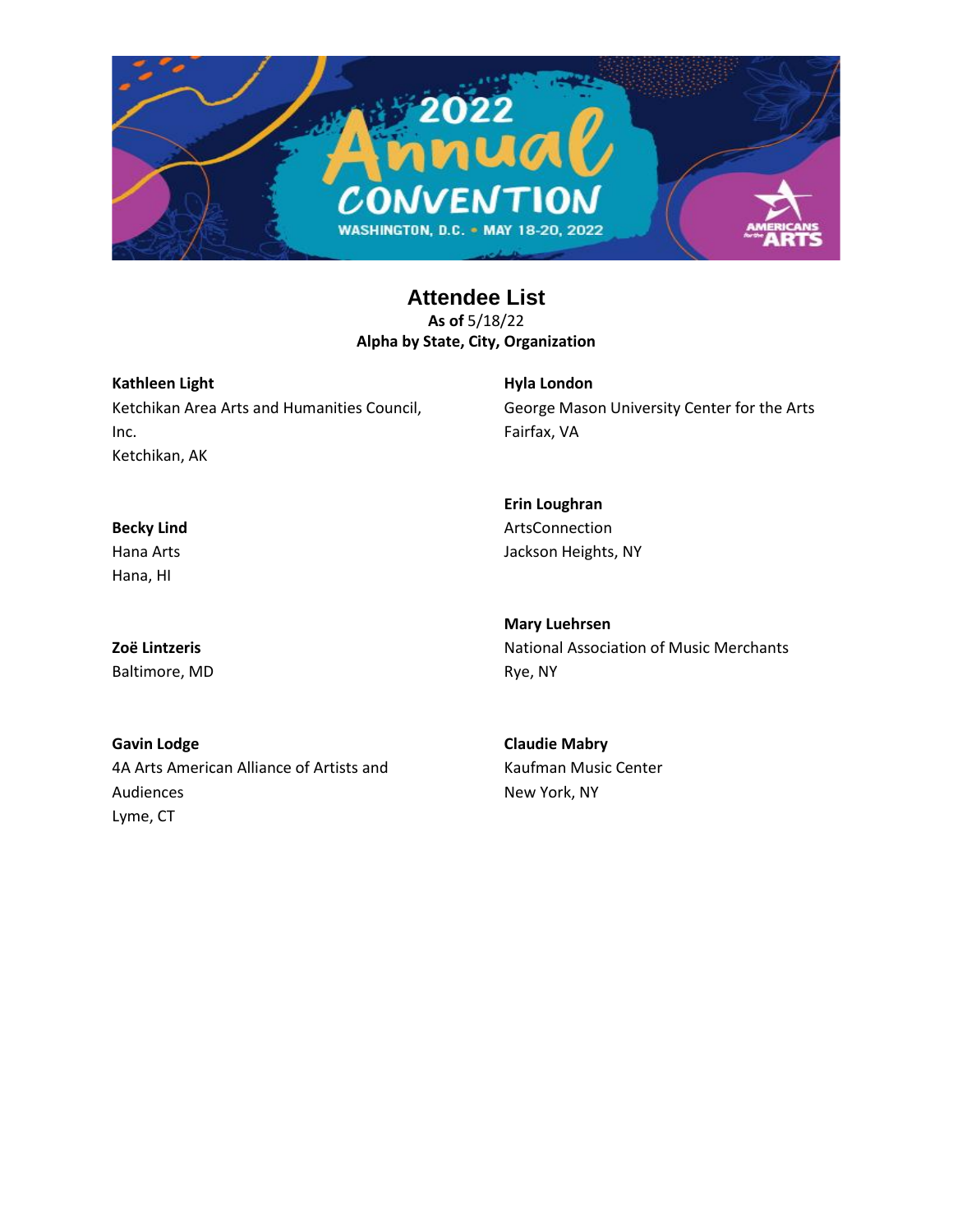## Attendee List

**As of** 5/18/22
**Alpha by State, City, Organization**

**Kathleen Light**
Ketchikan Area Arts and Humanities Council, Inc.
Ketchikan, AK

**Becky Lind**
Hana Arts
Hana, HI

**Zoë Lintzeris**
Baltimore, MD

**Gavin Lodge**
4A Arts American Alliance of Artists and Audiences
Lyme, CT

**Hyla London**
George Mason University Center for the Arts
Fairfax, VA

**Erin Loughran**
ArtsConnection
Jackson Heights, NY

**Mary Luehrsen**
National Association of Music Merchants
Rye, NY

**Claudie Mabry**
Kaufman Music Center
New York, NY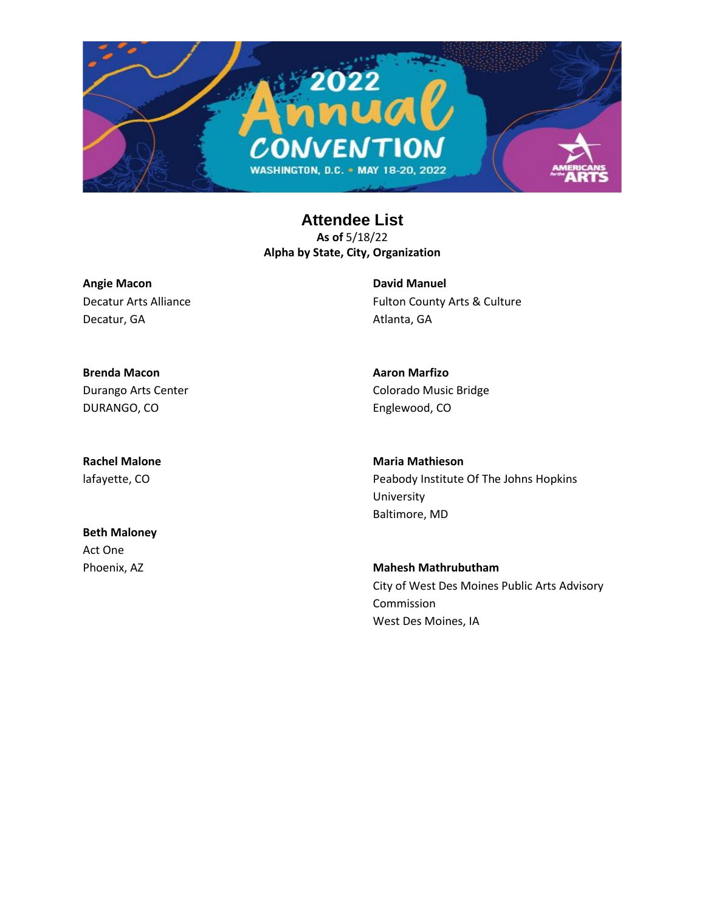## Attendee List

**As of** 5/18/22
**Alpha by State, City, Organization**

**Angie Macon**
Decatur Arts Alliance
Decatur, GA

**Brenda Macon**
Durango Arts Center
DURANGO, CO

**Rachel Malone**
lafayette, CO

**Beth Maloney**
Act One
Phoenix, AZ

**David Manuel**
Fulton County Arts & Culture
Atlanta, GA

**Aaron Marfizo**
Colorado Music Bridge
Englewood, CO

**Maria Mathieson**
Peabody Institute Of The Johns Hopkins University
Baltimore, MD

**Mahesh Mathrubutham**
City of West Des Moines Public Arts Advisory Commission
West Des Moines, IA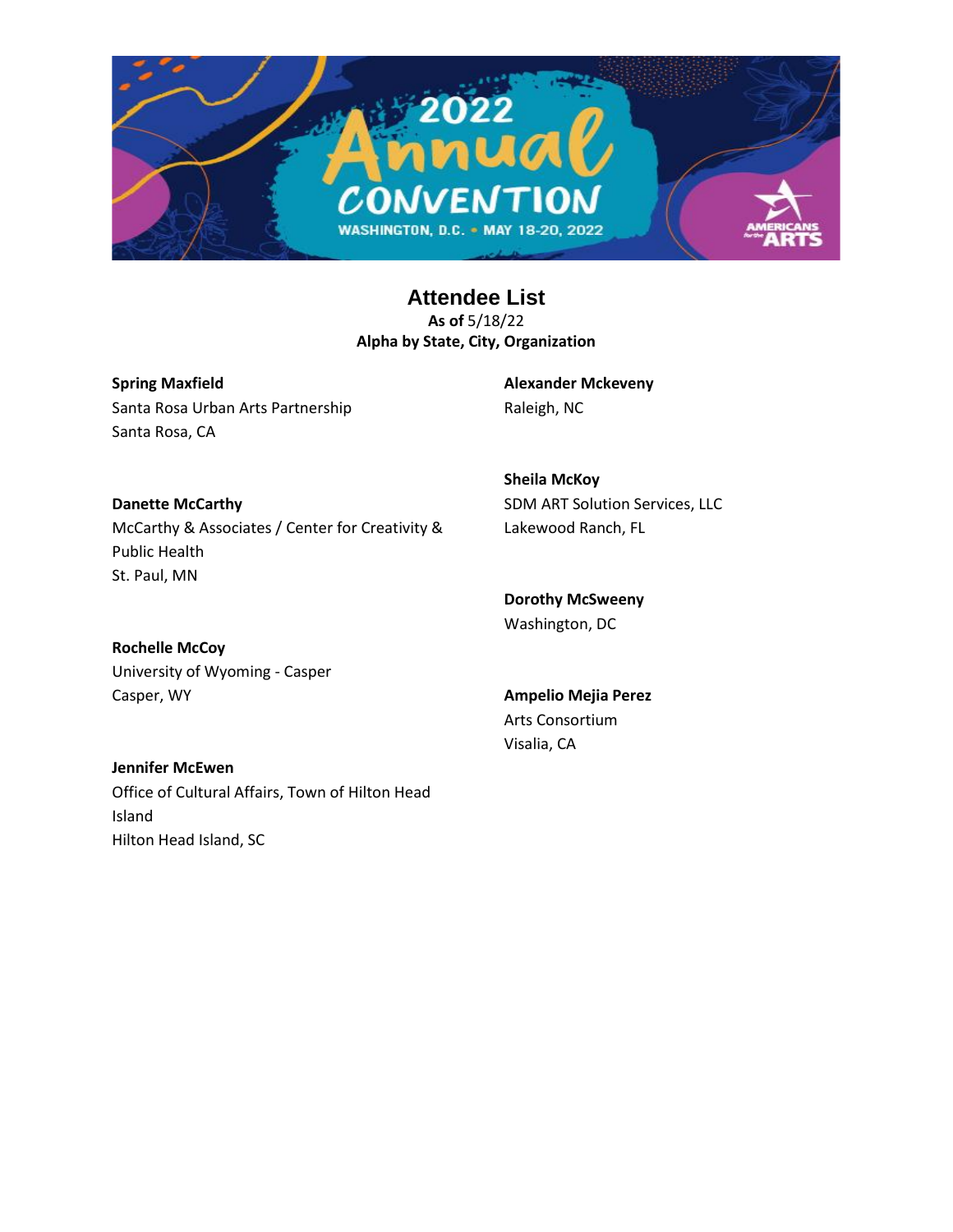## Attendee List

**As of** 5/18/22
**Alpha by State, City, Organization**

**Spring Maxfield**
Santa Rosa Urban Arts Partnership
Santa Rosa, CA

**Danette McCarthy**
McCarthy & Associates / Center for Creativity & Public Health
St. Paul, MN

**Rochelle McCoy**
University of Wyoming - Casper
Casper, WY

**Jennifer McEwen**
Office of Cultural Affairs, Town of Hilton Head Island
Hilton Head Island, SC

**Alexander Mckeveny**
Raleigh, NC

**Sheila McKoy**
SDM ART Solution Services, LLC
Lakewood Ranch, FL

**Dorothy McSweeny**
Washington, DC

**Ampelio Mejia Perez**
Arts Consortium
Visalia, CA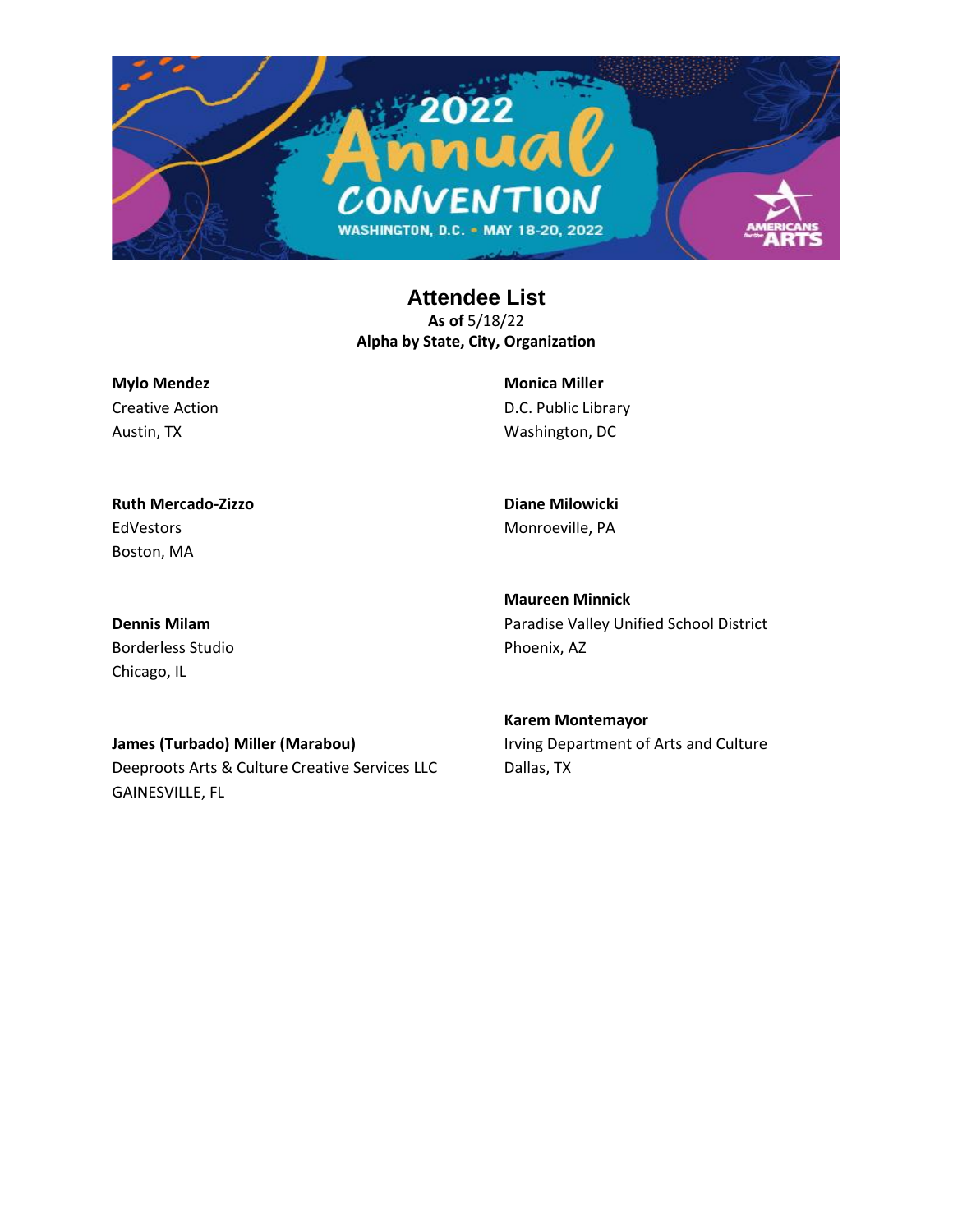# Attendee List

**As of** 5/18/22
**Alpha by State, City, Organization**

**Mylo Mendez**
Creative Action
Austin, TX

**Ruth Mercado-Zizzo**
EdVestors
Boston, MA

**Dennis Milam**
Borderless Studio
Chicago, IL

**James (Turbado) Miller (Marabou)**
Deeproots Arts & Culture Creative Services LLC
GAINESVILLE, FL

**Monica Miller**
D.C. Public Library
Washington, DC

**Diane Milowicki**
Monroeville, PA

**Maureen Minnick**
Paradise Valley Unified School District
Phoenix, AZ

**Karem Montemayor**
Irving Department of Arts and Culture
Dallas, TX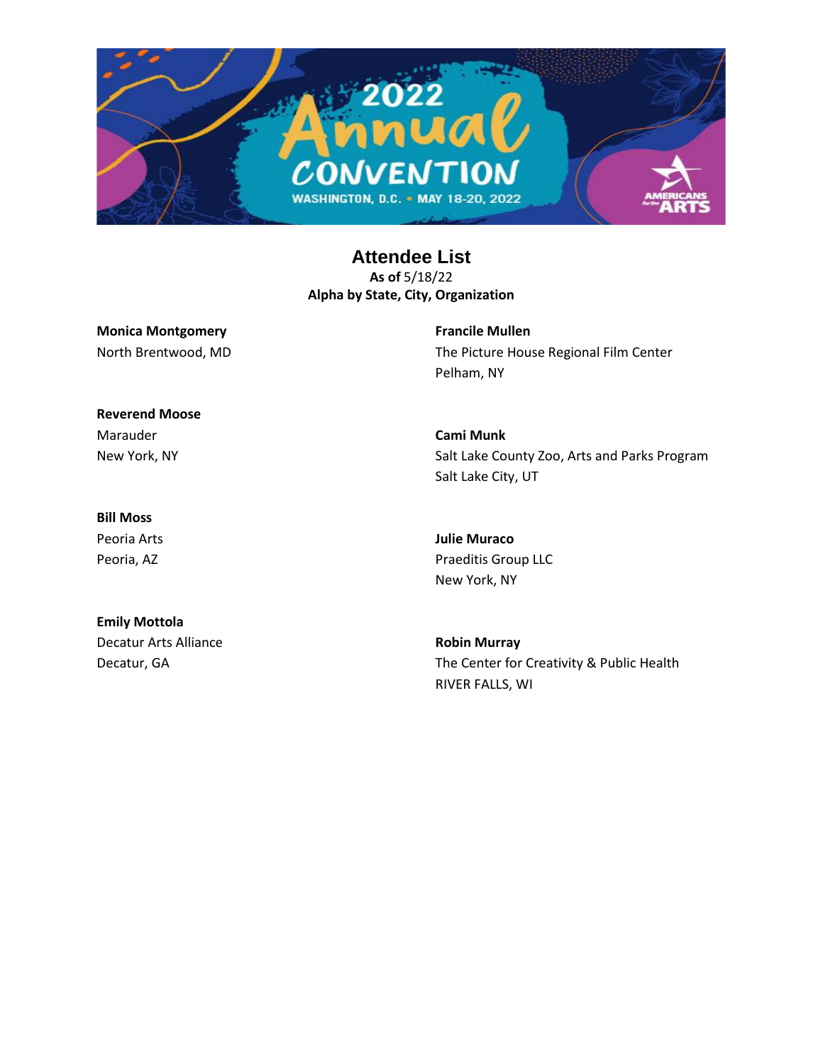# Attendee List

**As of** 5/18/22
**Alpha by State, City, Organization**

**Monica Montgomery**
North Brentwood, MD

**Reverend Moose**
Marauder
New York, NY

**Bill Moss**
Peoria Arts
Peoria, AZ

**Emily Mottola**
Decatur Arts Alliance
Decatur, GA

**Francile Mullen**
The Picture House Regional Film Center
Pelham, NY

**Cami Munk**
Salt Lake County Zoo, Arts and Parks Program
Salt Lake City, UT

**Julie Muraco**
Praeditis Group LLC
New York, NY

**Robin Murray**
The Center for Creativity & Public Health
RIVER FALLS, WI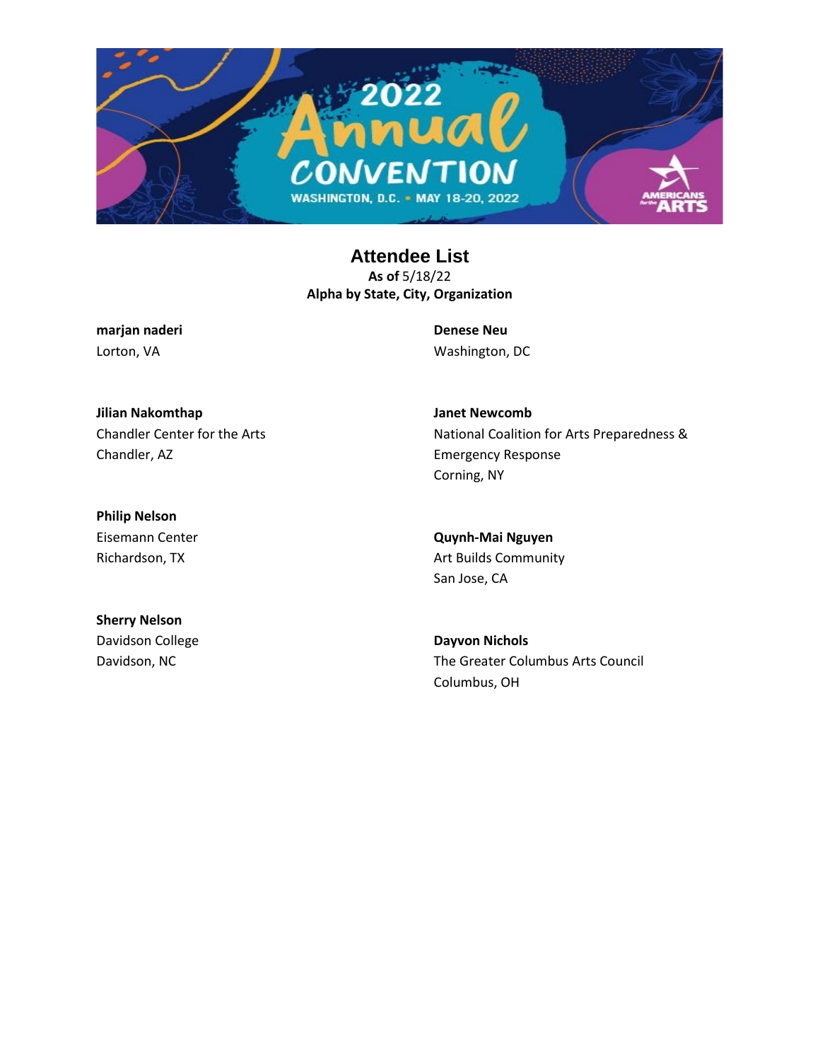# Attendee List

**As of** 5/18/22
**Alpha by State, City, Organization**

**marjan naderi**
Lorton, VA

**Denese Neu**
Washington, DC

**Jilian Nakomthap**
Chandler Center for the Arts
Chandler, AZ

**Janet Newcomb**
National Coalition for Arts Preparedness & Emergency Response
Corning, NY

**Philip Nelson**
Eisemann Center
Richardson, TX

**Quynh-Mai Nguyen**
Art Builds Community
San Jose, CA

**Sherry Nelson**
Davidson College
Davidson, NC

**Dayvon Nichols**
The Greater Columbus Arts Council
Columbus, OH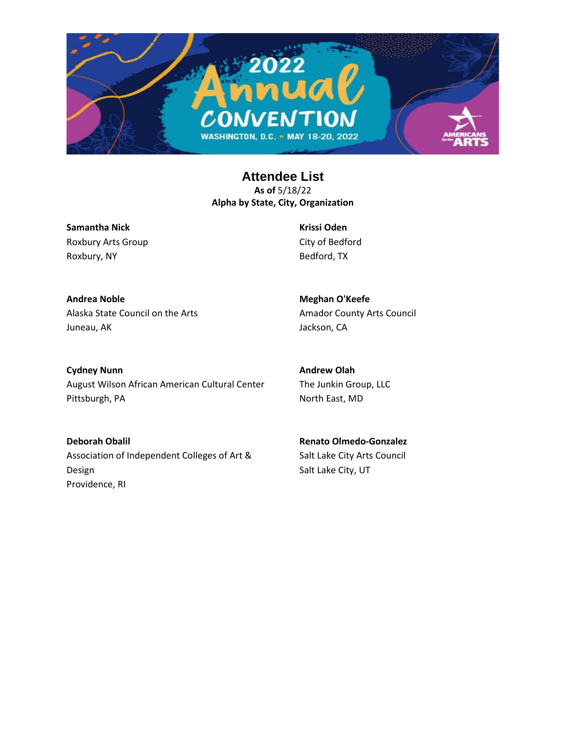# Attendee List

**As of** 5/18/22
**Alpha by State, City, Organization**

**Samantha Nick**
Roxbury Arts Group
Roxbury, NY

**Andrea Noble**
Alaska State Council on the Arts
Juneau, AK

**Cydney Nunn**
August Wilson African American Cultural Center
Pittsburgh, PA

**Deborah Obalil**
Association of Independent Colleges of Art & Design
Providence, RI

**Krissi Oden**
City of Bedford
Bedford, TX

**Meghan O'Keefe**
Amador County Arts Council
Jackson, CA

**Andrew Olah**
The Junkin Group, LLC
North East, MD

**Renato Olmedo-Gonzalez**
Salt Lake City Arts Council
Salt Lake City, UT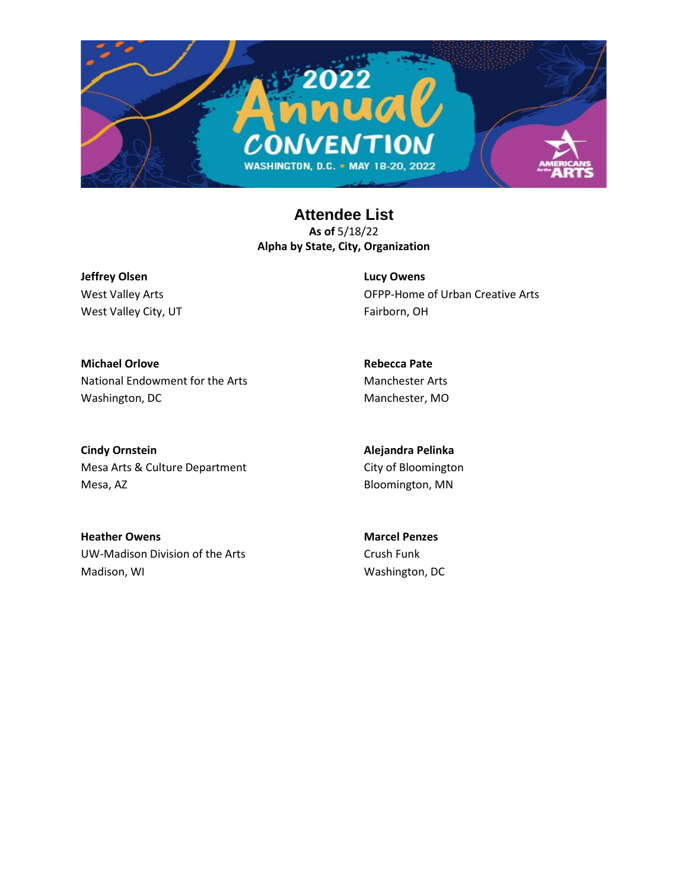## Attendee List

**As of** 5/18/22

**Alpha by State, City, Organization**

**Jeffrey Olsen**
West Valley Arts
West Valley City, UT

**Michael Orlove**
National Endowment for the Arts
Washington, DC

**Cindy Ornstein**
Mesa Arts & Culture Department
Mesa, AZ

**Heather Owens**
UW-Madison Division of the Arts
Madison, WI

**Lucy Owens**
OFPP-Home of Urban Creative Arts
Fairborn, OH

**Rebecca Pate**
Manchester Arts
Manchester, MO

**Alejandra Pelinka**
City of Bloomington
Bloomington, MN

**Marcel Penzes**
Crush Funk
Washington, DC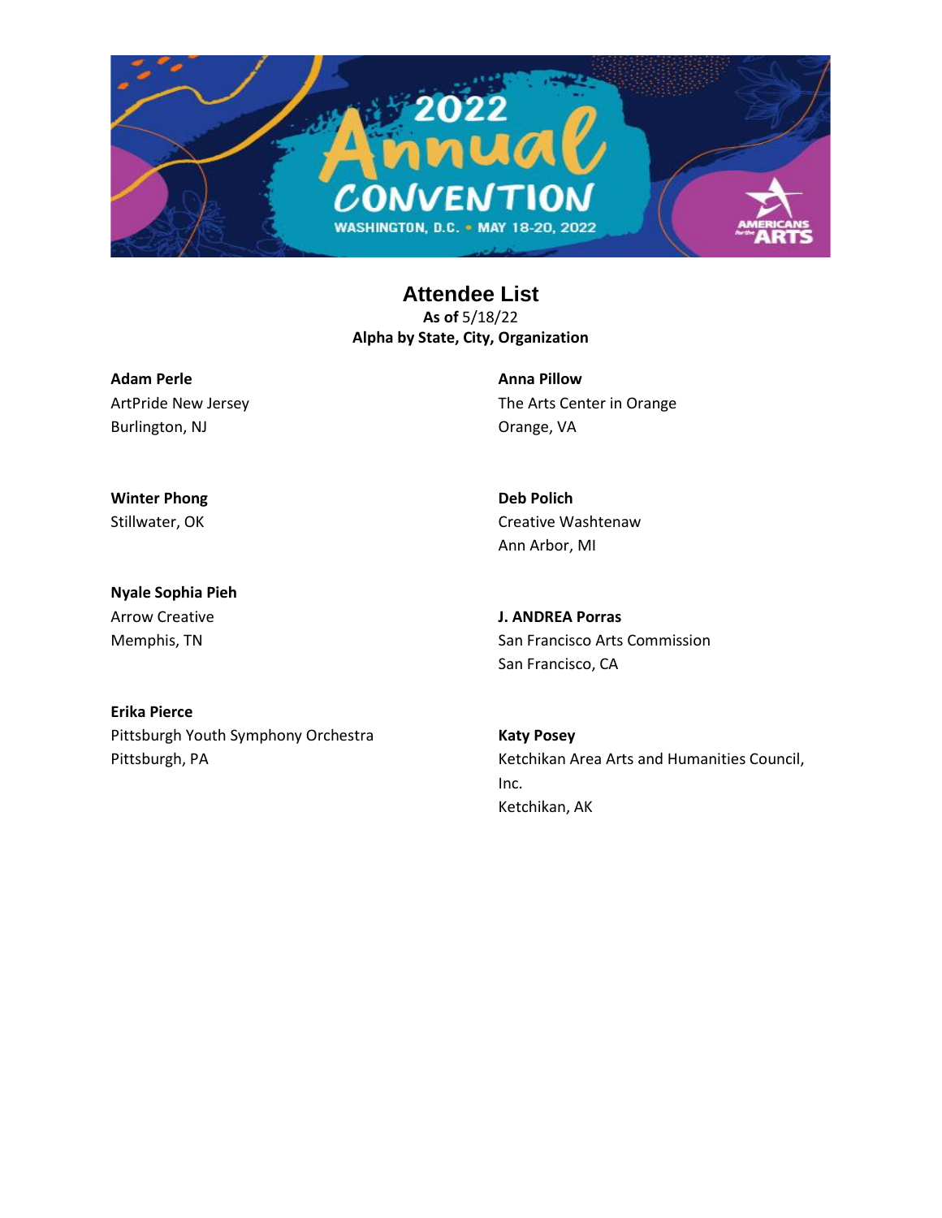## Attendee List

**As of** 5/18/22

**Alpha by State, City, Organization**

**Adam Perle**
ArtPride New Jersey
Burlington, NJ

**Winter Phong**
Stillwater, OK

**Nyale Sophia Pieh**
Arrow Creative
Memphis, TN

**Erika Pierce**
Pittsburgh Youth Symphony Orchestra
Pittsburgh, PA

**Anna Pillow**
The Arts Center in Orange
Orange, VA

**Deb Polich**
Creative Washtenaw
Ann Arbor, MI

**J. ANDREA Porras**
San Francisco Arts Commission
San Francisco, CA

**Katy Posey**
Ketchikan Area Arts and Humanities Council, Inc.
Ketchikan, AK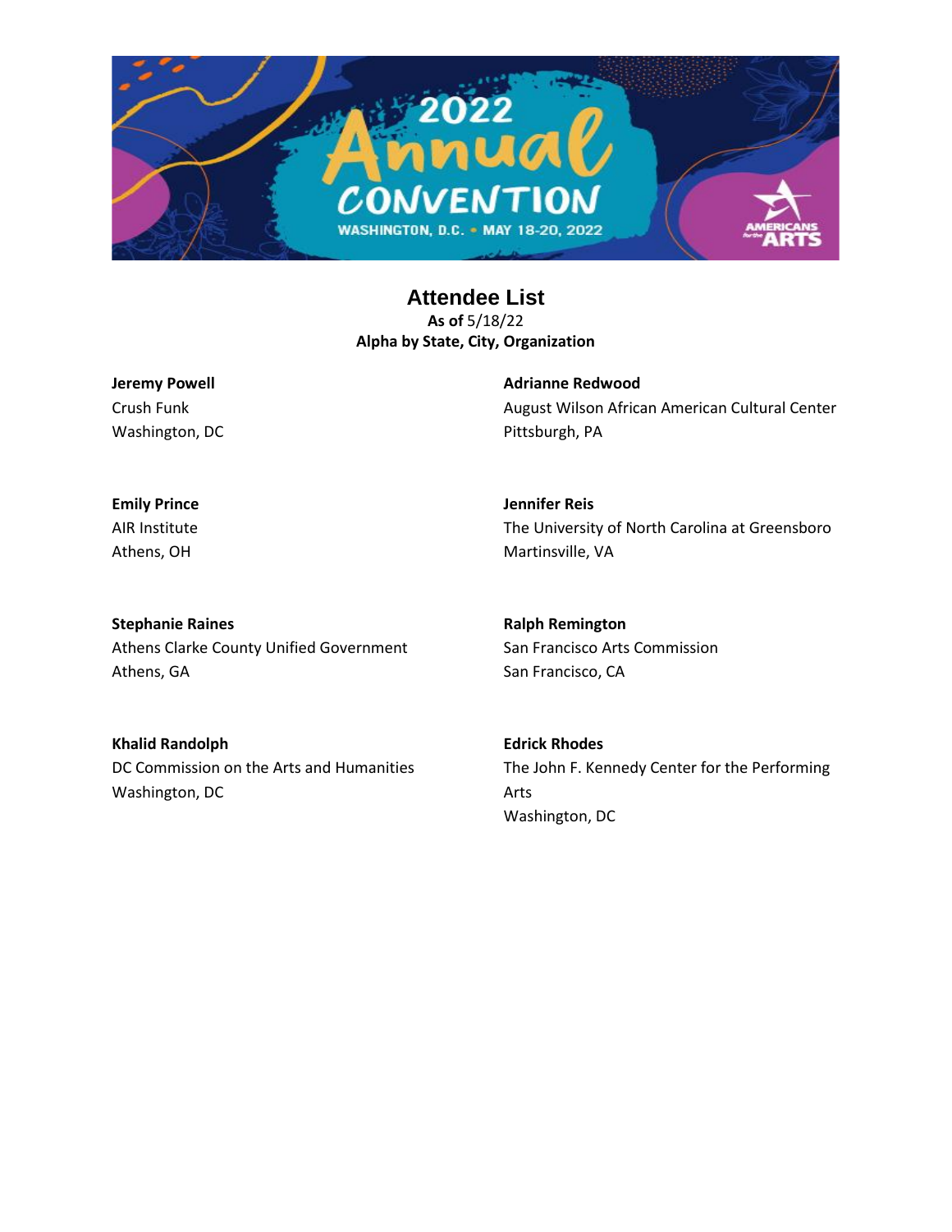## Attendee List

**As of** 5/18/22
**Alpha by State, City, Organization**

**Jeremy Powell**
Crush Funk
Washington, DC

**Emily Prince**
AIR Institute
Athens, OH

**Stephanie Raines**
Athens Clarke County Unified Government
Athens, GA

**Khalid Randolph**
DC Commission on the Arts and Humanities
Washington, DC

**Adrianne Redwood**
August Wilson African American Cultural Center
Pittsburgh, PA

**Jennifer Reis**
The University of North Carolina at Greensboro
Martinsville, VA

**Ralph Remington**
San Francisco Arts Commission
San Francisco, CA

**Edrick Rhodes**
The John F. Kennedy Center for the Performing Arts
Washington, DC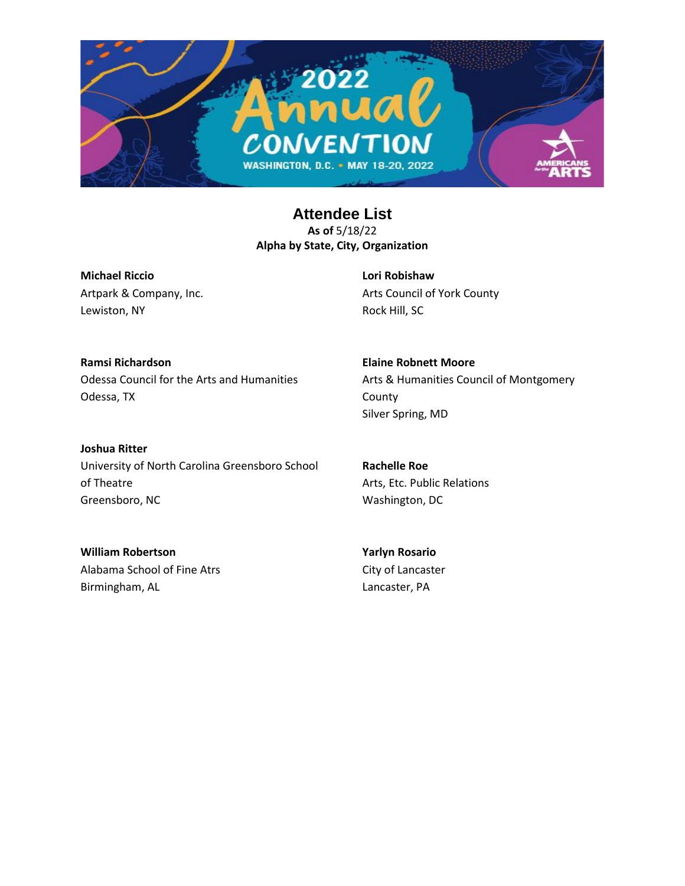# Attendee List

**As of** 5/18/22
**Alpha by State, City, Organization**

**Michael Riccio**
Artpark & Company, Inc.
Lewiston, NY

**Ramsi Richardson**
Odessa Council for the Arts and Humanities
Odessa, TX

**Joshua Ritter**
University of North Carolina Greensboro School of Theatre
Greensboro, NC

**William Robertson**
Alabama School of Fine Atrs
Birmingham, AL

**Lori Robishaw**
Arts Council of York County
Rock Hill, SC

**Elaine Robnett Moore**
Arts & Humanities Council of Montgomery County
Silver Spring, MD

**Rachelle Roe**
Arts, Etc. Public Relations
Washington, DC

**Yarlyn Rosario**
City of Lancaster
Lancaster, PA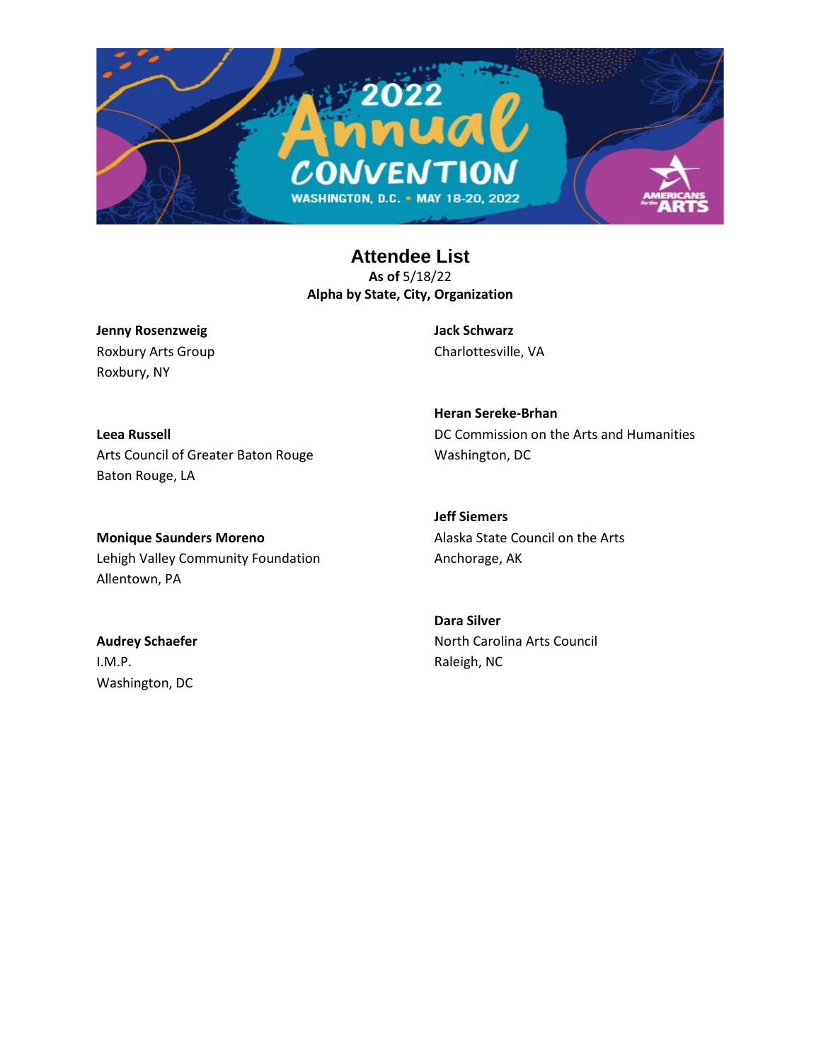## Attendee List

**As of** 5/18/22

**Alpha by State, City, Organization**

**Jenny Rosenzweig**
Roxbury Arts Group
Roxbury, NY

**Leea Russell**
Arts Council of Greater Baton Rouge
Baton Rouge, LA

**Monique Saunders Moreno**
Lehigh Valley Community Foundation
Allentown, PA

**Audrey Schaefer**
I.M.P.
Washington, DC

**Jack Schwarz**
Charlottesville, VA

**Heran Sereke-Brhan**
DC Commission on the Arts and Humanities
Washington, DC

**Jeff Siemers**
Alaska State Council on the Arts
Anchorage, AK

**Dara Silver**
North Carolina Arts Council
Raleigh, NC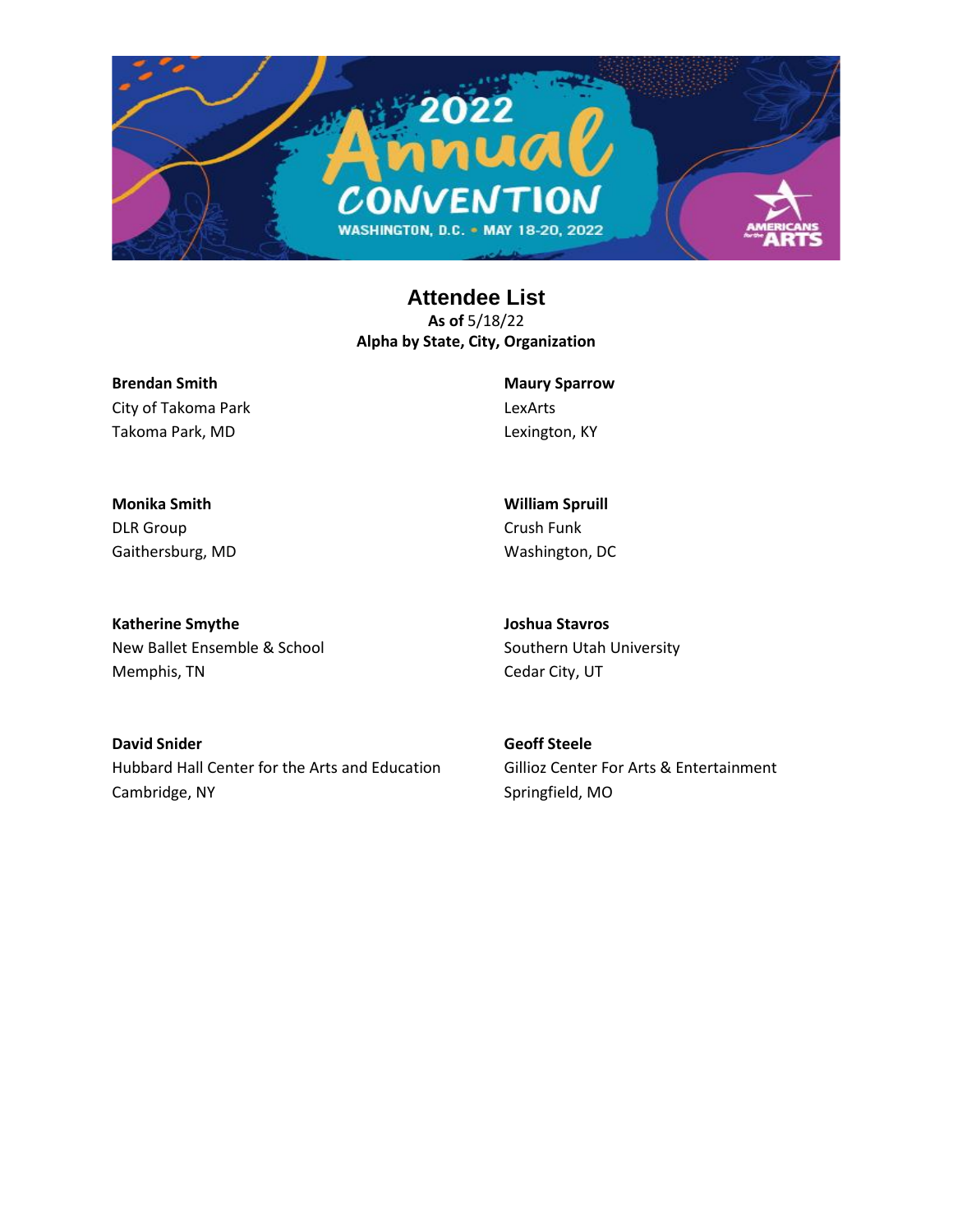## Attendee List

**As of** 5/18/22
**Alpha by State, City, Organization**

**Brendan Smith**
City of Takoma Park
Takoma Park, MD

**Maury Sparrow**
LexArts
Lexington, KY

**Monika Smith**
DLR Group
Gaithersburg, MD

**William Spruill**
Crush Funk
Washington, DC

**Katherine Smythe**
New Ballet Ensemble & School
Memphis, TN

**Joshua Stavros**
Southern Utah University
Cedar City, UT

**David Snider**
Hubbard Hall Center for the Arts and Education
Cambridge, NY

**Geoff Steele**
Gillioz Center For Arts & Entertainment
Springfield, MO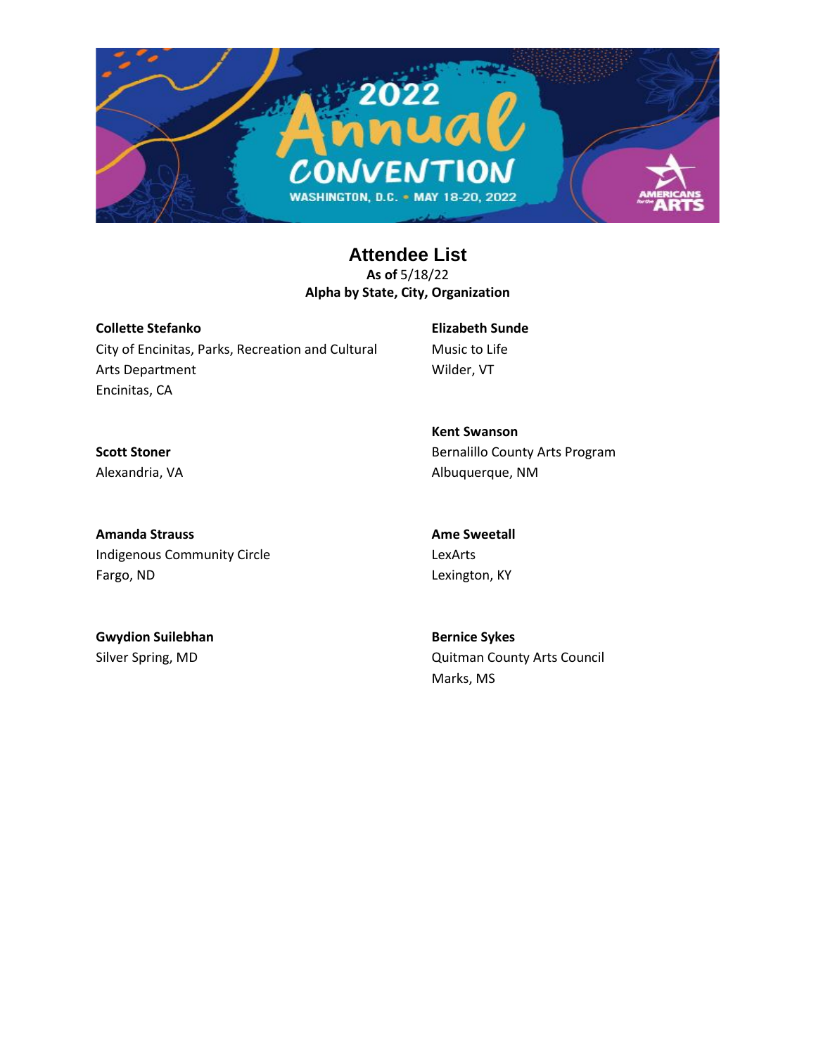# Attendee List

**As of** 5/18/22

**Alpha by State, City, Organization**

**Collette Stefanko**
City of Encinitas, Parks, Recreation and Cultural Arts Department
Encinitas, CA

**Scott Stoner**
Alexandria, VA

**Amanda Strauss**
Indigenous Community Circle
Fargo, ND

**Gwydion Suilebhan**
Silver Spring, MD

**Elizabeth Sunde**
Music to Life
Wilder, VT

**Kent Swanson**
Bernalillo County Arts Program
Albuquerque, NM

**Ame Sweetall**
LexArts
Lexington, KY

**Bernice Sykes**
Quitman County Arts Council
Marks, MS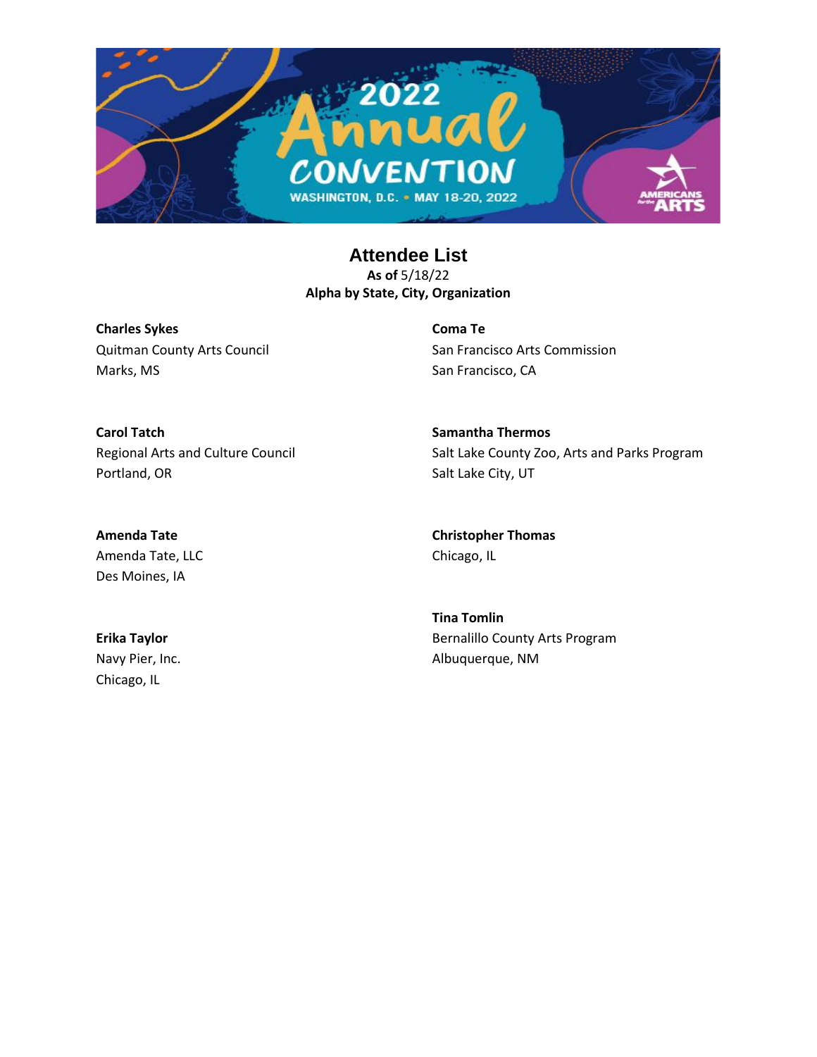# Attendee List

**As of** 5/18/22

**Alpha by State, City, Organization**

**Charles Sykes**
Quitman County Arts Council
Marks, MS

**Carol Tatch**
Regional Arts and Culture Council
Portland, OR

**Amenda Tate**
Amenda Tate, LLC
Des Moines, IA

**Erika Taylor**
Navy Pier, Inc.
Chicago, IL

**Coma Te**
San Francisco Arts Commission
San Francisco, CA

**Samantha Thermos**
Salt Lake County Zoo, Arts and Parks Program
Salt Lake City, UT

**Christopher Thomas**
Chicago, IL

**Tina Tomlin**
Bernalillo County Arts Program
Albuquerque, NM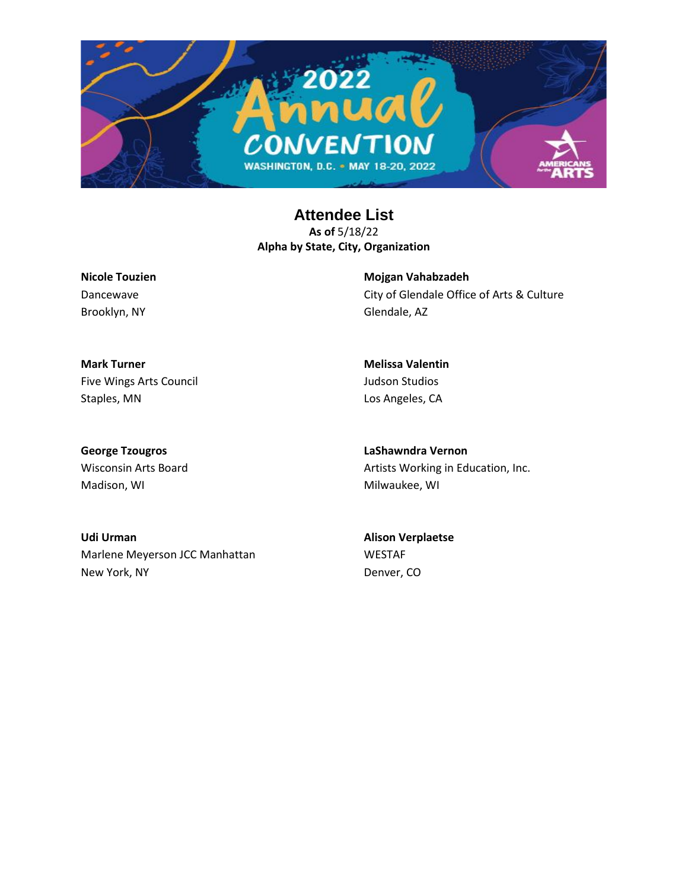## Attendee List

**As of** 5/18/22
**Alpha by State, City, Organization**

**Nicole Touzien**
Dancewave
Brooklyn, NY

**Mark Turner**
Five Wings Arts Council
Staples, MN

**George Tzougros**
Wisconsin Arts Board
Madison, WI

**Udi Urman**
Marlene Meyerson JCC Manhattan
New York, NY

**Mojgan Vahabzadeh**
City of Glendale Office of Arts & Culture
Glendale, AZ

**Melissa Valentin**
Judson Studios
Los Angeles, CA

**LaShawndra Vernon**
Artists Working in Education, Inc.
Milwaukee, WI

**Alison Verplaetse**
WESTAF
Denver, CO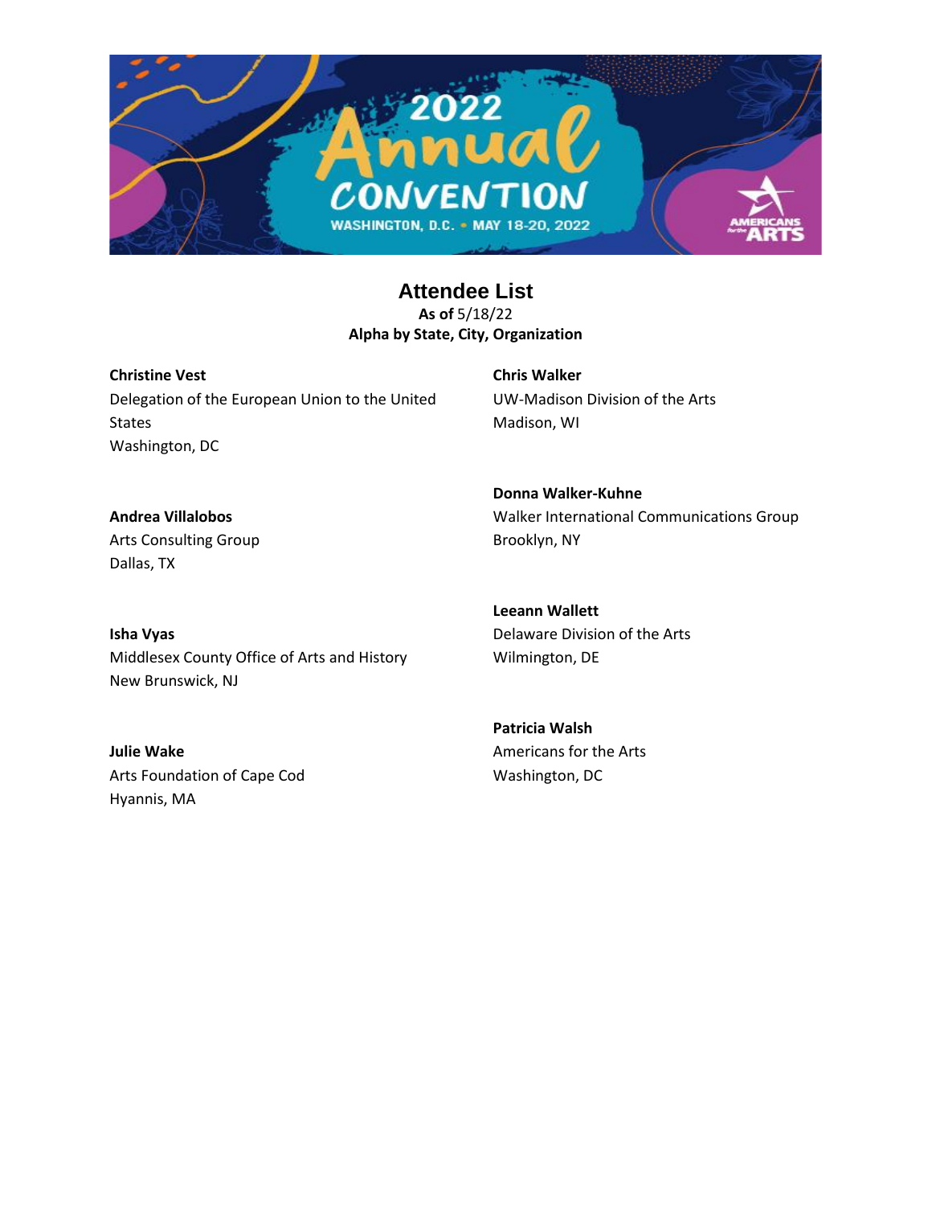## Attendee List

**As of** 5/18/22

**Alpha by State, City, Organization**

**Christine Vest**
Delegation of the European Union to the United States
Washington, DC

**Andrea Villalobos**
Arts Consulting Group
Dallas, TX

**Isha Vyas**
Middlesex County Office of Arts and History
New Brunswick, NJ

**Julie Wake**
Arts Foundation of Cape Cod
Hyannis, MA

**Chris Walker**
UW-Madison Division of the Arts
Madison, WI

**Donna Walker-Kuhne**
Walker International Communications Group
Brooklyn, NY

**Leeann Wallett**
Delaware Division of the Arts
Wilmington, DE

**Patricia Walsh**
Americans for the Arts
Washington, DC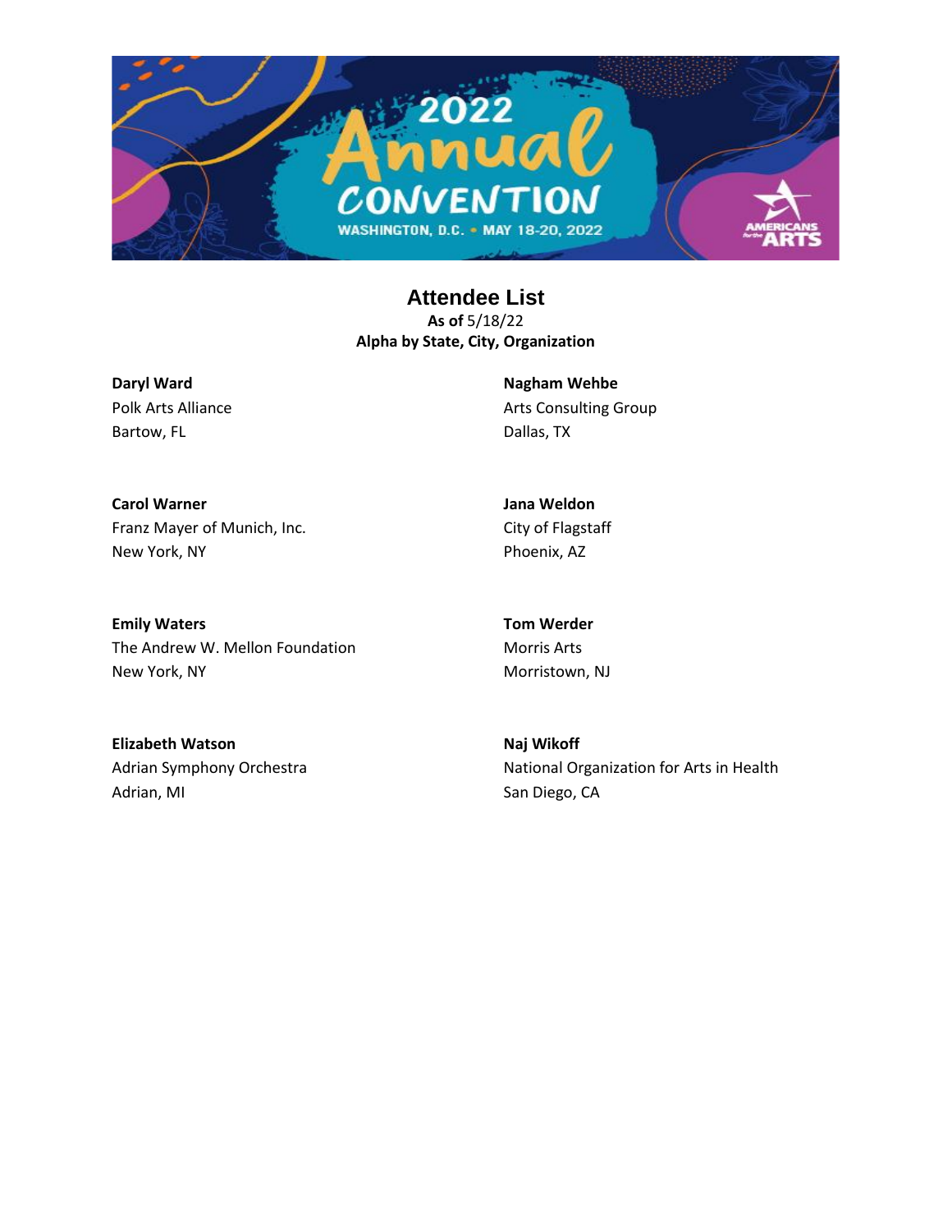# Attendee List

**As of** 5/18/22

**Alpha by State, City, Organization**

**Daryl Ward**
Polk Arts Alliance
Bartow, FL

**Carol Warner**
Franz Mayer of Munich, Inc.
New York, NY

**Emily Waters**
The Andrew W. Mellon Foundation
New York, NY

**Elizabeth Watson**
Adrian Symphony Orchestra
Adrian, MI

**Nagham Wehbe**
Arts Consulting Group
Dallas, TX

**Jana Weldon**
City of Flagstaff
Phoenix, AZ

**Tom Werder**
Morris Arts
Morristown, NJ

**Naj Wikoff**
National Organization for Arts in Health
San Diego, CA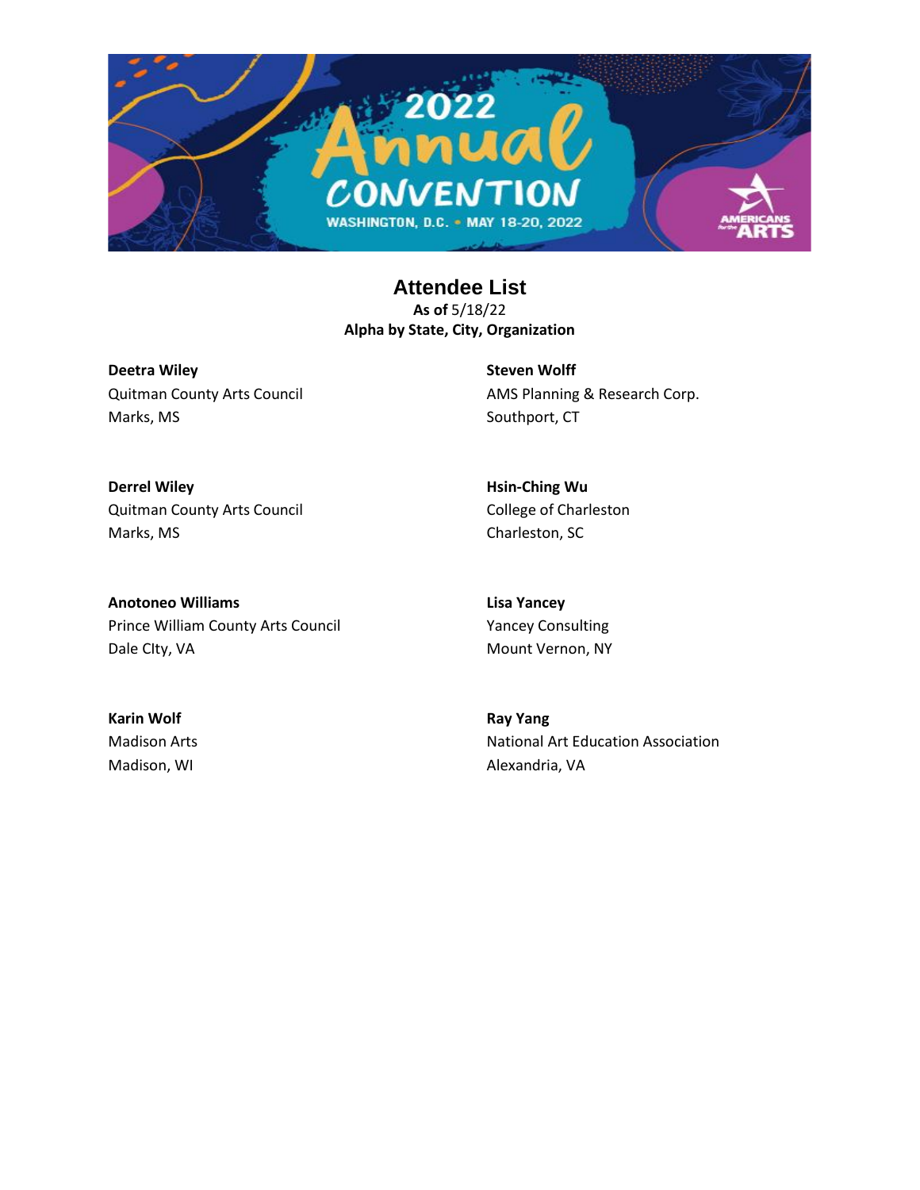# Attendee List

**As of** 5/18/22

**Alpha by State, City, Organization**

**Deetra Wiley**
Quitman County Arts Council
Marks, MS

**Derrel Wiley**
Quitman County Arts Council
Marks, MS

**Anotoneo Williams**
Prince William County Arts Council
Dale CIty, VA

**Karin Wolf**
Madison Arts
Madison, WI

**Steven Wolff**
AMS Planning & Research Corp.
Southport, CT

**Hsin-Ching Wu**
College of Charleston
Charleston, SC

**Lisa Yancey**
Yancey Consulting
Mount Vernon, NY

**Ray Yang**
National Art Education Association
Alexandria, VA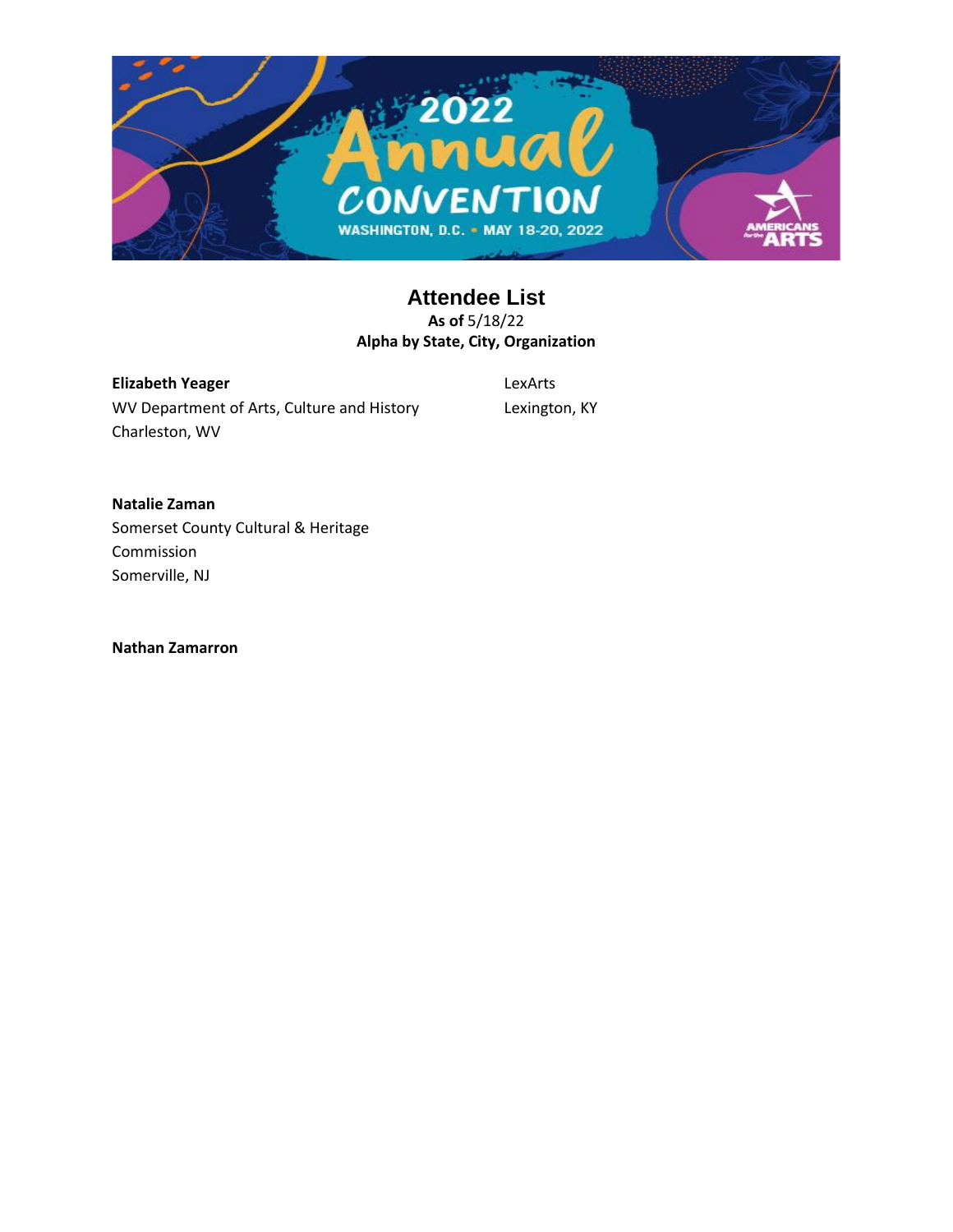## Attendee List

**As of** 5/18/22

**Alpha by State, City, Organization**

**Elizabeth Yeager**
WV Department of Arts, Culture and History
Charleston, WV

LexArts
Lexington, KY

**Natalie Zaman**
Somerset County Cultural & Heritage Commission
Somerville, NJ

**Nathan Zamarron**